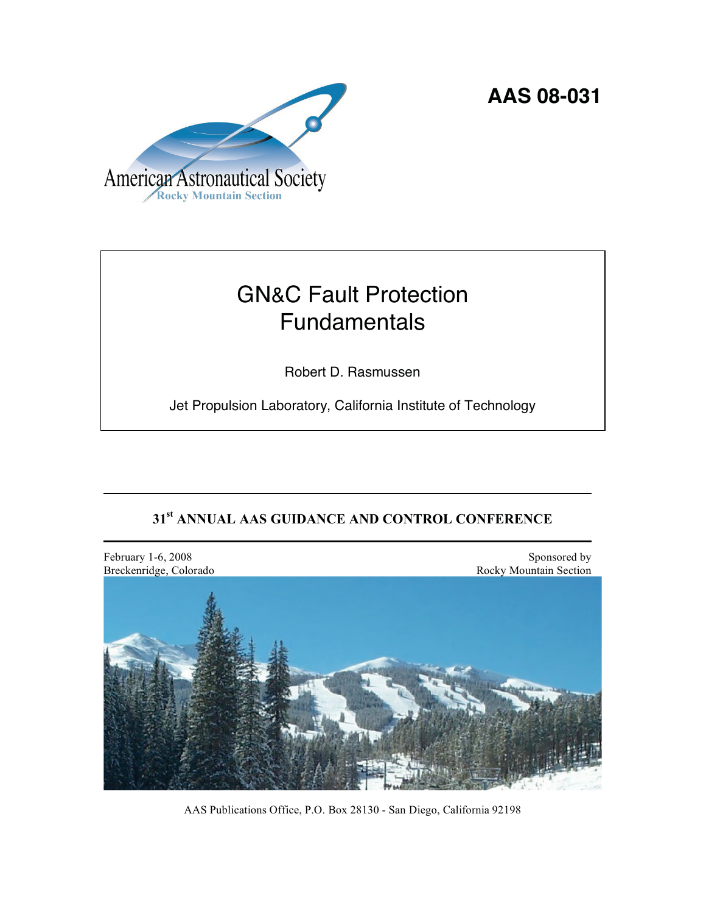American Astronautical Society
Rocky Mountain Section

**AAS 08-031**

# GN&C Fault Protection Fundamentals

Robert D. Rasmussen

Jet Propulsion Laboratory, California Institute of Technology

**31[st] ANNUAL AAS GUIDANCE AND CONTROL CONFERENCE**

February 1-6, 2008
Breckenridge, Colorado

Sponsored by
Rocky Mountain Section

AAS Publications Office, P.O. Box 28130 - San Diego, California 92198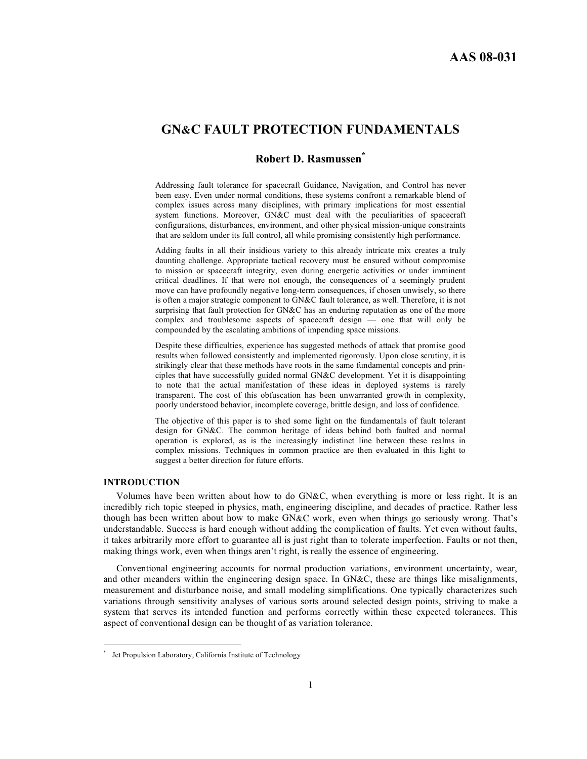# GN&C FAULT PROTECTION FUNDAMENTALS

## Robert D. Rasmussen[*]

Addressing fault tolerance for spacecraft Guidance, Navigation, and Control has never been easy. Even under normal conditions, these systems confront a remarkable blend of complex issues across many disciplines, with primary implications for most essential system functions. Moreover, GN&C must deal with the peculiarities of spacecraft configurations, disturbances, environment, and other physical mission-unique constraints that are seldom under its full control, all while promising consistently high performance.

Adding faults in all their insidious variety to this already intricate mix creates a truly daunting challenge. Appropriate tactical recovery must be ensured without compromise to mission or spacecraft integrity, even during energetic activities or under imminent critical deadlines. If that were not enough, the consequences of a seemingly prudent move can have profoundly negative long-term consequences, if chosen unwisely, so there is often a major strategic component to GN&C fault tolerance, as well. Therefore, it is not surprising that fault protection for GN&C has an enduring reputation as one of the more complex and troublesome aspects of spacecraft design — one that will only be compounded by the escalating ambitions of impending space missions.

Despite these difficulties, experience has suggested methods of attack that promise good results when followed consistently and implemented rigorously. Upon close scrutiny, it is strikingly clear that these methods have roots in the same fundamental concepts and principles that have successfully guided normal GN&C development. Yet it is disappointing to note that the actual manifestation of these ideas in deployed systems is rarely transparent. The cost of this obfuscation has been unwarranted growth in complexity, poorly understood behavior, incomplete coverage, brittle design, and loss of confidence.

The objective of this paper is to shed some light on the fundamentals of fault tolerant design for GN&C. The common heritage of ideas behind both faulted and normal operation is explored, as is the increasingly indistinct line between these realms in complex missions. Techniques in common practice are then evaluated in this light to suggest a better direction for future efforts.

## INTRODUCTION

Volumes have been written about how to do GN&C, when everything is more or less right. It is an incredibly rich topic steeped in physics, math, engineering discipline, and decades of practice. Rather less though has been written about how to make GN&C work, even when things go seriously wrong. That's understandable. Success is hard enough without adding the complication of faults. Yet even without faults, it takes arbitrarily more effort to guarantee all is just right than to tolerate imperfection. Faults or not then, making things work, even when things aren't right, is really the essence of engineering.

Conventional engineering accounts for normal production variations, environment uncertainty, wear, and other meanders within the engineering design space. In GN&C, these are things like misalignments, measurement and disturbance noise, and small modeling simplifications. One typically characterizes such variations through sensitivity analyses of various sorts around selected design points, striving to make a system that serves its intended function and performs correctly within these expected tolerances. This aspect of conventional design can be thought of as variation tolerance.

---

[*] Jet Propulsion Laboratory, California Institute of Technology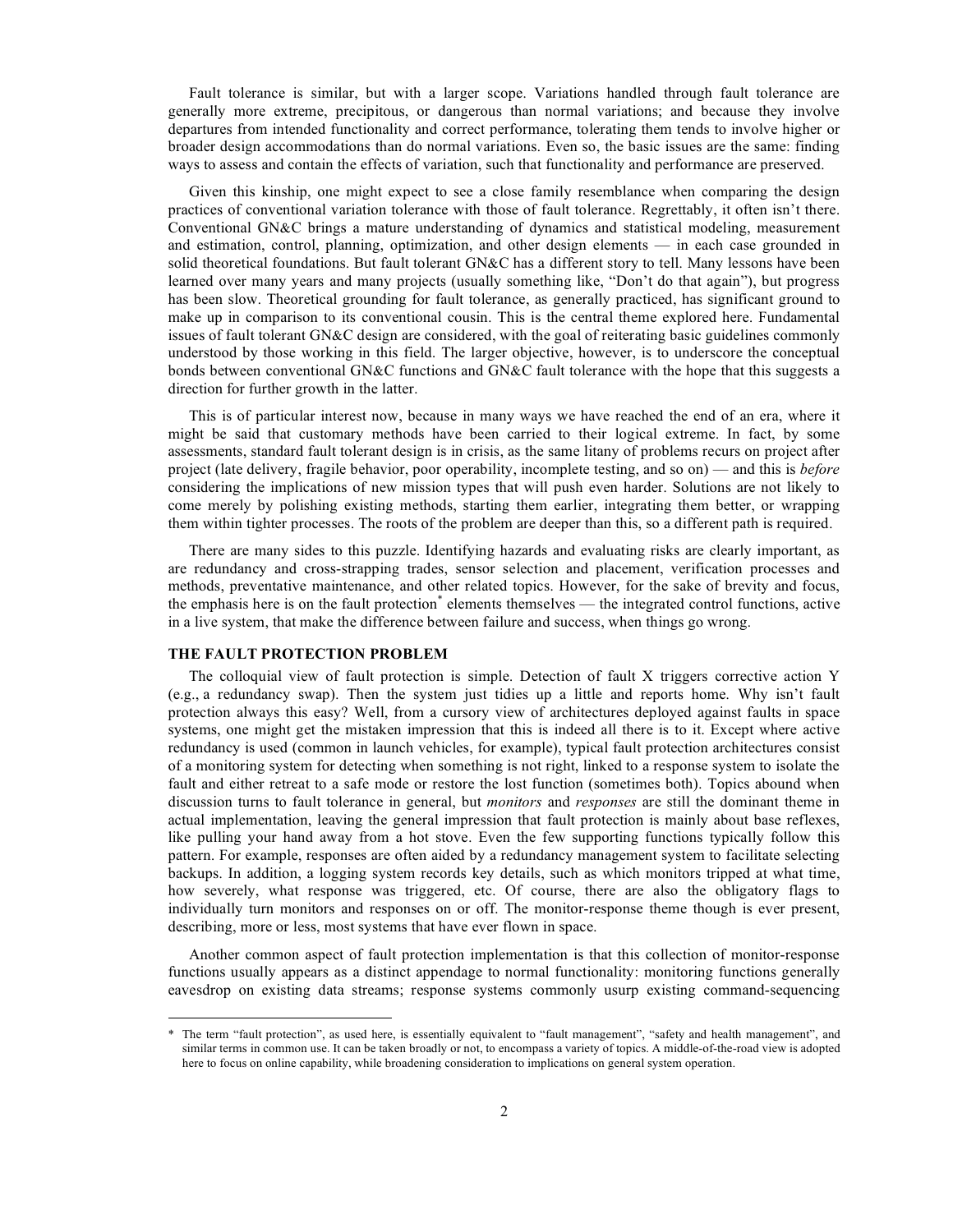Fault tolerance is similar, but with a larger scope. Variations handled through fault tolerance are generally more extreme, precipitous, or dangerous than normal variations; and because they involve departures from intended functionality and correct performance, tolerating them tends to involve higher or broader design accommodations than do normal variations. Even so, the basic issues are the same: finding ways to assess and contain the effects of variation, such that functionality and performance are preserved.

Given this kinship, one might expect to see a close family resemblance when comparing the design practices of conventional variation tolerance with those of fault tolerance. Regrettably, it often isn't there. Conventional GN&C brings a mature understanding of dynamics and statistical modeling, measurement and estimation, control, planning, optimization, and other design elements — in each case grounded in solid theoretical foundations. But fault tolerant GN&C has a different story to tell. Many lessons have been learned over many years and many projects (usually something like, "Don't do that again"), but progress has been slow. Theoretical grounding for fault tolerance, as generally practiced, has significant ground to make up in comparison to its conventional cousin. This is the central theme explored here. Fundamental issues of fault tolerant GN&C design are considered, with the goal of reiterating basic guidelines commonly understood by those working in this field. The larger objective, however, is to underscore the conceptual bonds between conventional GN&C functions and GN&C fault tolerance with the hope that this suggests a direction for further growth in the latter.

This is of particular interest now, because in many ways we have reached the end of an era, where it might be said that customary methods have been carried to their logical extreme. In fact, by some assessments, standard fault tolerant design is in crisis, as the same litany of problems recurs on project after project (late delivery, fragile behavior, poor operability, incomplete testing, and so on) — and this is *before* considering the implications of new mission types that will push even harder. Solutions are not likely to come merely by polishing existing methods, starting them earlier, integrating them better, or wrapping them within tighter processes. The roots of the problem are deeper than this, so a different path is required.

There are many sides to this puzzle. Identifying hazards and evaluating risks are clearly important, as are redundancy and cross-strapping trades, sensor selection and placement, verification processes and methods, preventative maintenance, and other related topics. However, for the sake of brevity and focus, the emphasis here is on the fault protection* elements themselves — the integrated control functions, active in a live system, that make the difference between failure and success, when things go wrong.

## THE FAULT PROTECTION PROBLEM

The colloquial view of fault protection is simple. Detection of fault X triggers corrective action Y (e.g., a redundancy swap). Then the system just tidies up a little and reports home. Why isn't fault protection always this easy? Well, from a cursory view of architectures deployed against faults in space systems, one might get the mistaken impression that this is indeed all there is to it. Except where active redundancy is used (common in launch vehicles, for example), typical fault protection architectures consist of a monitoring system for detecting when something is not right, linked to a response system to isolate the fault and either retreat to a safe mode or restore the lost function (sometimes both). Topics abound when discussion turns to fault tolerance in general, but *monitors* and *responses* are still the dominant theme in actual implementation, leaving the general impression that fault protection is mainly about base reflexes, like pulling your hand away from a hot stove. Even the few supporting functions typically follow this pattern. For example, responses are often aided by a redundancy management system to facilitate selecting backups. In addition, a logging system records key details, such as which monitors tripped at what time, how severely, what response was triggered, etc. Of course, there are also the obligatory flags to individually turn monitors and responses on or off. The monitor-response theme though is ever present, describing, more or less, most systems that have ever flown in space.

Another common aspect of fault protection implementation is that this collection of monitor-response functions usually appears as a distinct appendage to normal functionality: monitoring functions generally eavesdrop on existing data streams; response systems commonly usurp existing command-sequencing

---

\* The term "fault protection", as used here, is essentially equivalent to "fault management", "safety and health management", and similar terms in common use. It can be taken broadly or not, to encompass a variety of topics. A middle-of-the-road view is adopted here to focus on online capability, while broadening consideration to implications on general system operation.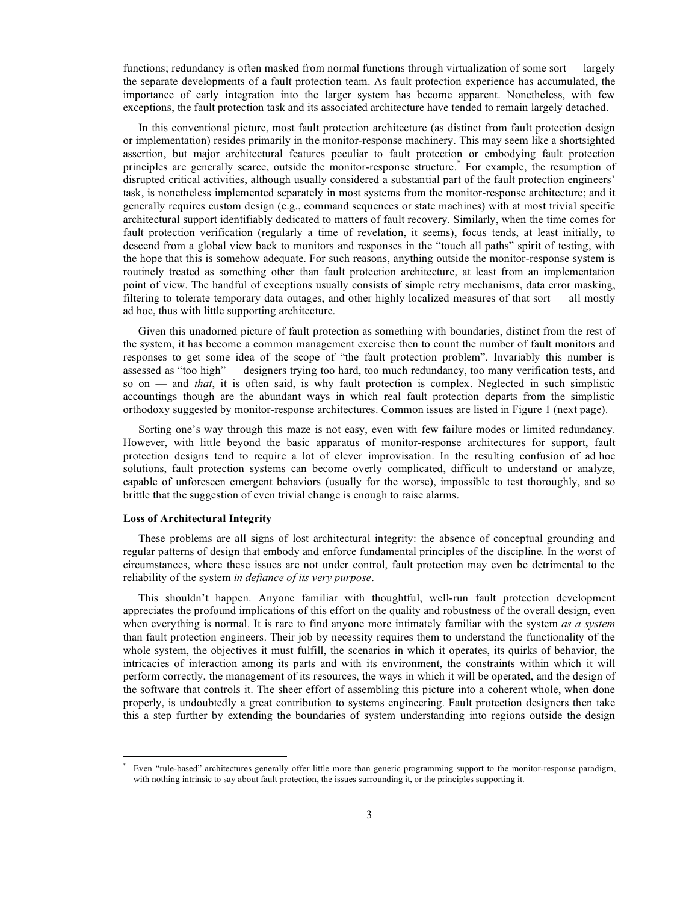functions; redundancy is often masked from normal functions through virtualization of some sort — largely the separate developments of a fault protection team. As fault protection experience has accumulated, the importance of early integration into the larger system has become apparent. Nonetheless, with few exceptions, the fault protection task and its associated architecture have tended to remain largely detached.

In this conventional picture, most fault protection architecture (as distinct from fault protection design or implementation) resides primarily in the monitor-response machinery. This may seem like a shortsighted assertion, but major architectural features peculiar to fault protection or embodying fault protection principles are generally scarce, outside the monitor-response structure.* For example, the resumption of disrupted critical activities, although usually considered a substantial part of the fault protection engineers' task, is nonetheless implemented separately in most systems from the monitor-response architecture; and it generally requires custom design (e.g., command sequences or state machines) with at most trivial specific architectural support identifiably dedicated to matters of fault recovery. Similarly, when the time comes for fault protection verification (regularly a time of revelation, it seems), focus tends, at least initially, to descend from a global view back to monitors and responses in the "touch all paths" spirit of testing, with the hope that this is somehow adequate. For such reasons, anything outside the monitor-response system is routinely treated as something other than fault protection architecture, at least from an implementation point of view. The handful of exceptions usually consists of simple retry mechanisms, data error masking, filtering to tolerate temporary data outages, and other highly localized measures of that sort — all mostly ad hoc, thus with little supporting architecture.

Given this unadorned picture of fault protection as something with boundaries, distinct from the rest of the system, it has become a common management exercise then to count the number of fault monitors and responses to get some idea of the scope of "the fault protection problem". Invariably this number is assessed as "too high" — designers trying too hard, too much redundancy, too many verification tests, and so on — and *that*, it is often said, is why fault protection is complex. Neglected in such simplistic accountings though are the abundant ways in which real fault protection departs from the simplistic orthodoxy suggested by monitor-response architectures. Common issues are listed in Figure 1 (next page).

Sorting one's way through this maze is not easy, even with few failure modes or limited redundancy. However, with little beyond the basic apparatus of monitor-response architectures for support, fault protection designs tend to require a lot of clever improvisation. In the resulting confusion of ad hoc solutions, fault protection systems can become overly complicated, difficult to understand or analyze, capable of unforeseen emergent behaviors (usually for the worse), impossible to test thoroughly, and so brittle that the suggestion of even trivial change is enough to raise alarms.

**Loss of Architectural Integrity**

These problems are all signs of lost architectural integrity: the absence of conceptual grounding and regular patterns of design that embody and enforce fundamental principles of the discipline. In the worst of circumstances, where these issues are not under control, fault protection may even be detrimental to the reliability of the system *in defiance of its very purpose*.

This shouldn't happen. Anyone familiar with thoughtful, well-run fault protection development appreciates the profound implications of this effort on the quality and robustness of the overall design, even when everything is normal. It is rare to find anyone more intimately familiar with the system *as a system* than fault protection engineers. Their job by necessity requires them to understand the functionality of the whole system, the objectives it must fulfill, the scenarios in which it operates, its quirks of behavior, the intricacies of interaction among its parts and with its environment, the constraints within which it will perform correctly, the management of its resources, the ways in which it will be operated, and the design of the software that controls it. The sheer effort of assembling this picture into a coherent whole, when done properly, is undoubtedly a great contribution to systems engineering. Fault protection designers then take this a step further by extending the boundaries of system understanding into regions outside the design

---

* Even "rule-based" architectures generally offer little more than generic programming support to the monitor-response paradigm, with nothing intrinsic to say about fault protection, the issues surrounding it, or the principles supporting it.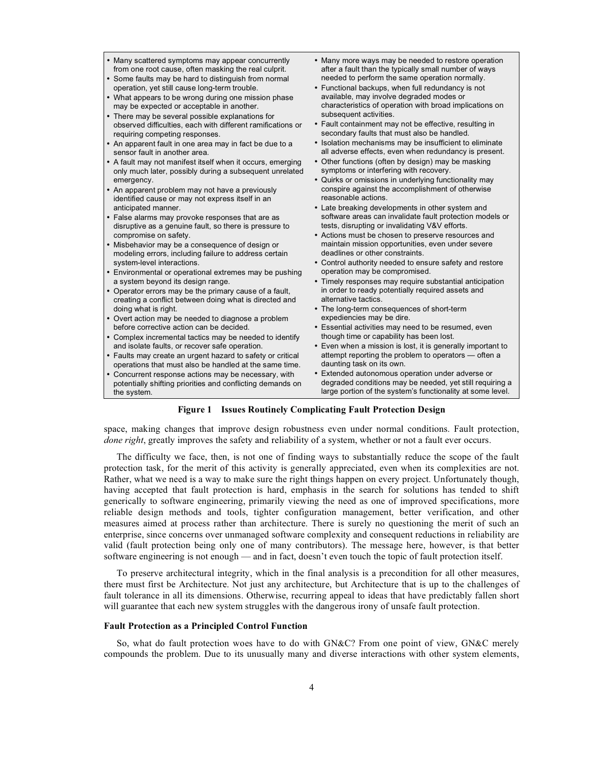- Many scattered symptoms may appear concurrently from one root cause, often masking the real culprit.
- Some faults may be hard to distinguish from normal operation, yet still cause long-term trouble.
- What appears to be wrong during one mission phase may be expected or acceptable in another.
- There may be several possible explanations for observed difficulties, each with different ramifications or requiring competing responses.
- An apparent fault in one area may in fact be due to a sensor fault in another area.
- A fault may not manifest itself when it occurs, emerging only much later, possibly during a subsequent unrelated emergency.
- An apparent problem may not have a previously identified cause or may not express itself in an anticipated manner.
- False alarms may provoke responses that are as disruptive as a genuine fault, so there is pressure to compromise on safety.
- Misbehavior may be a consequence of design or modeling errors, including failure to address certain system-level interactions.
- Environmental or operational extremes may be pushing a system beyond its design range.
- Operator errors may be the primary cause of a fault, creating a conflict between doing what is directed and doing what is right.
- Overt action may be needed to diagnose a problem before corrective action can be decided.
- Complex incremental tactics may be needed to identify and isolate faults, or recover safe operation.
- Faults may create an urgent hazard to safety or critical operations that must also be handled at the same time.
- Concurrent response actions may be necessary, with potentially shifting priorities and conflicting demands on the system.
- Many more ways may be needed to restore operation after a fault than the typically small number of ways needed to perform the same operation normally.
- Functional backups, when full redundancy is not available, may involve degraded modes or characteristics of operation with broad implications on subsequent activities.
- Fault containment may not be effective, resulting in secondary faults that must also be handled.
- Isolation mechanisms may be insufficient to eliminate all adverse effects, even when redundancy is present.
- Other functions (often by design) may be masking symptoms or interfering with recovery.
- Quirks or omissions in underlying functionality may conspire against the accomplishment of otherwise reasonable actions.
- Late breaking developments in other system and software areas can invalidate fault protection models or tests, disrupting or invalidating V&V efforts.
- Actions must be chosen to preserve resources and maintain mission opportunities, even under severe deadlines or other constraints.
- Control authority needed to ensure safety and restore operation may be compromised.
- Timely responses may require substantial anticipation in order to ready potentially required assets and alternative tactics.
- The long-term consequences of short-term expediencies may be dire.
- Essential activities may need to be resumed, even though time or capability has been lost.
- Even when a mission is lost, it is generally important to attempt reporting the problem to operators — often a daunting task on its own.
- Extended autonomous operation under adverse or degraded conditions may be needed, yet still requiring a large portion of the system's functionality at some level.

**Figure 1 Issues Routinely Complicating Fault Protection Design**

space, making changes that improve design robustness even under normal conditions. Fault protection, *done right*, greatly improves the safety and reliability of a system, whether or not a fault ever occurs.

The difficulty we face, then, is not one of finding ways to substantially reduce the scope of the fault protection task, for the merit of this activity is generally appreciated, even when its complexities are not. Rather, what we need is a way to make sure the right things happen on every project. Unfortunately though, having accepted that fault protection is hard, emphasis in the search for solutions has tended to shift generically to software engineering, primarily viewing the need as one of improved specifications, more reliable design methods and tools, tighter configuration management, better verification, and other measures aimed at process rather than architecture. There is surely no questioning the merit of such an enterprise, since concerns over unmanaged software complexity and consequent reductions in reliability are valid (fault protection being only one of many contributors). The message here, however, is that better software engineering is not enough — and in fact, doesn't even touch the topic of fault protection itself.

To preserve architectural integrity, which in the final analysis is a precondition for all other measures, there must first be Architecture. Not just any architecture, but Architecture that is up to the challenges of fault tolerance in all its dimensions. Otherwise, recurring appeal to ideas that have predictably fallen short will guarantee that each new system struggles with the dangerous irony of unsafe fault protection.

### Fault Protection as a Principled Control Function

So, what do fault protection woes have to do with GN&C? From one point of view, GN&C merely compounds the problem. Due to its unusually many and diverse interactions with other system elements,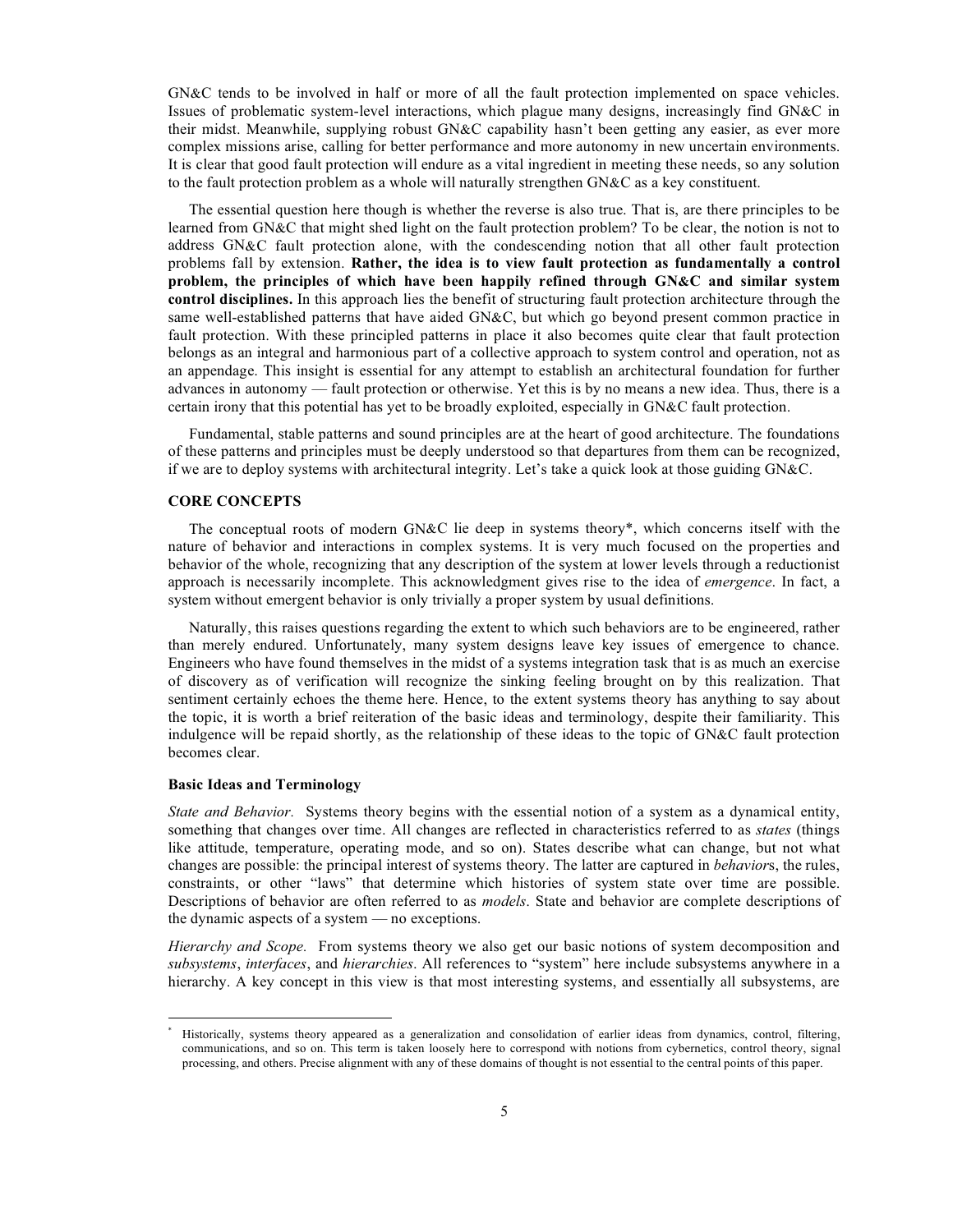GN&C tends to be involved in half or more of all the fault protection implemented on space vehicles. Issues of problematic system-level interactions, which plague many designs, increasingly find GN&C in their midst. Meanwhile, supplying robust GN&C capability hasn't been getting any easier, as ever more complex missions arise, calling for better performance and more autonomy in new uncertain environments. It is clear that good fault protection will endure as a vital ingredient in meeting these needs, so any solution to the fault protection problem as a whole will naturally strengthen GN&C as a key constituent.

The essential question here though is whether the reverse is also true. That is, are there principles to be learned from GN&C that might shed light on the fault protection problem? To be clear, the notion is not to address GN&C fault protection alone, with the condescending notion that all other fault protection problems fall by extension. **Rather, the idea is to view fault protection as fundamentally a control problem, the principles of which have been happily refined through GN&C and similar system control disciplines.** In this approach lies the benefit of structuring fault protection architecture through the same well-established patterns that have aided GN&C, but which go beyond present common practice in fault protection. With these principled patterns in place it also becomes quite clear that fault protection belongs as an integral and harmonious part of a collective approach to system control and operation, not as an appendage. This insight is essential for any attempt to establish an architectural foundation for further advances in autonomy — fault protection or otherwise. Yet this is by no means a new idea. Thus, there is a certain irony that this potential has yet to be broadly exploited, especially in GN&C fault protection.

Fundamental, stable patterns and sound principles are at the heart of good architecture. The foundations of these patterns and principles must be deeply understood so that departures from them can be recognized, if we are to deploy systems with architectural integrity. Let's take a quick look at those guiding GN&C.

## CORE CONCEPTS

The conceptual roots of modern GN&C lie deep in systems theory*, which concerns itself with the nature of behavior and interactions in complex systems. It is very much focused on the properties and behavior of the whole, recognizing that any description of the system at lower levels through a reductionist approach is necessarily incomplete. This acknowledgment gives rise to the idea of *emergence*. In fact, a system without emergent behavior is only trivially a proper system by usual definitions.

Naturally, this raises questions regarding the extent to which such behaviors are to be engineered, rather than merely endured. Unfortunately, many system designs leave key issues of emergence to chance. Engineers who have found themselves in the midst of a systems integration task that is as much an exercise of discovery as of verification will recognize the sinking feeling brought on by this realization. That sentiment certainly echoes the theme here. Hence, to the extent systems theory has anything to say about the topic, it is worth a brief reiteration of the basic ideas and terminology, despite their familiarity. This indulgence will be repaid shortly, as the relationship of these ideas to the topic of GN&C fault protection becomes clear.

### Basic Ideas and Terminology

*State and Behavior.* Systems theory begins with the essential notion of a system as a dynamical entity, something that changes over time. All changes are reflected in characteristics referred to as *states* (things like attitude, temperature, operating mode, and so on). States describe what can change, but not what changes are possible: the principal interest of systems theory. The latter are captured in *behaviors*, the rules, constraints, or other "laws" that determine which histories of system state over time are possible. Descriptions of behavior are often referred to as *models*. State and behavior are complete descriptions of the dynamic aspects of a system — no exceptions.

*Hierarchy and Scope.* From systems theory we also get our basic notions of system decomposition and *subsystems*, *interfaces*, and *hierarchies*. All references to "system" here include subsystems anywhere in a hierarchy. A key concept in this view is that most interesting systems, and essentially all subsystems, are

---

* Historically, systems theory appeared as a generalization and consolidation of earlier ideas from dynamics, control, filtering, communications, and so on. This term is taken loosely here to correspond with notions from cybernetics, control theory, signal processing, and others. Precise alignment with any of these domains of thought is not essential to the central points of this paper.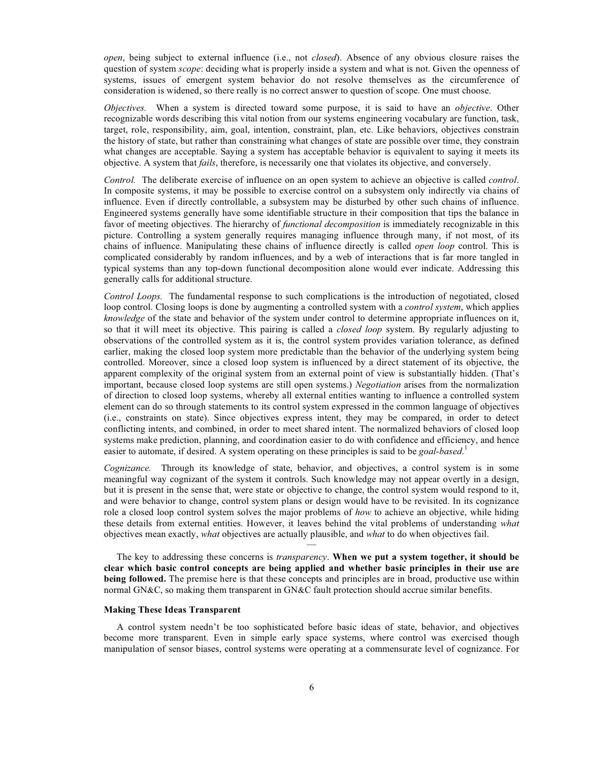*open*, being subject to external influence (i.e., not *closed*). Absence of any obvious closure raises the question of system *scope*: deciding what is properly inside a system and what is not. Given the openness of systems, issues of emergent system behavior do not resolve themselves as the circumference of consideration is widened, so there really is no correct answer to question of scope. One must choose.

*Objectives.* When a system is directed toward some purpose, it is said to have an *objective*. Other recognizable words describing this vital notion from our systems engineering vocabulary are function, task, target, role, responsibility, aim, goal, intention, constraint, plan, etc. Like behaviors, objectives constrain the history of state, but rather than constraining what changes of state are possible over time, they constrain what changes are acceptable. Saying a system has acceptable behavior is equivalent to saying it meets its objective. A system that *fails*, therefore, is necessarily one that violates its objective, and conversely.

*Control.* The deliberate exercise of influence on an open system to achieve an objective is called *control*. In composite systems, it may be possible to exercise control on a subsystem only indirectly via chains of influence. Even if directly controllable, a subsystem may be disturbed by other such chains of influence. Engineered systems generally have some identifiable structure in their composition that tips the balance in favor of meeting objectives. The hierarchy of *functional decomposition* is immediately recognizable in this picture. Controlling a system generally requires managing influence through many, if not most, of its chains of influence. Manipulating these chains of influence directly is called *open loop* control. This is complicated considerably by random influences, and by a web of interactions that is far more tangled in typical systems than any top-down functional decomposition alone would ever indicate. Addressing this generally calls for additional structure.

*Control Loops.* The fundamental response to such complications is the introduction of negotiated, closed loop control. Closing loops is done by augmenting a controlled system with a *control system*, which applies *knowledge* of the state and behavior of the system under control to determine appropriate influences on it, so that it will meet its objective. This pairing is called a *closed loop* system. By regularly adjusting to observations of the controlled system as it is, the control system provides variation tolerance, as defined earlier, making the closed loop system more predictable than the behavior of the underlying system being controlled. Moreover, since a closed loop system is influenced by a direct statement of its objective, the apparent complexity of the original system from an external point of view is substantially hidden. (That's important, because closed loop systems are still open systems.) *Negotiation* arises from the normalization of direction to closed loop systems, whereby all external entities wanting to influence a controlled system element can do so through statements to its control system expressed in the common language of objectives (i.e., constraints on state). Since objectives express intent, they may be compared, in order to detect conflicting intents, and combined, in order to meet shared intent. The normalized behaviors of closed loop systems make prediction, planning, and coordination easier to do with confidence and efficiency, and hence easier to automate, if desired. A system operating on these principles is said to be *goal-based*.[1]

*Cognizance.* Through its knowledge of state, behavior, and objectives, a control system is in some meaningful way cognizant of the system it controls. Such knowledge may not appear overtly in a design, but it is present in the sense that, were state or objective to change, the control system would respond to it, and were behavior to change, control system plans or design would have to be revisited. In its cognizance role a closed loop control system solves the major problems of *how* to achieve an objective, while hiding these details from external entities. However, it leaves behind the vital problems of understanding *what* objectives mean exactly, *what* objectives are actually plausible, and *what* to do when objectives fail.

—

The key to addressing these concerns is *transparency*. **When we put a system together, it should be clear which basic control concepts are being applied and whether basic principles in their use are being followed.** The premise here is that these concepts and principles are in broad, productive use within normal GN&C, so making them transparent in GN&C fault protection should accrue similar benefits.

## Making These Ideas Transparent

A control system needn't be too sophisticated before basic ideas of state, behavior, and objectives become more transparent. Even in simple early space systems, where control was exercised though manipulation of sensor biases, control systems were operating at a commensurate level of cognizance. For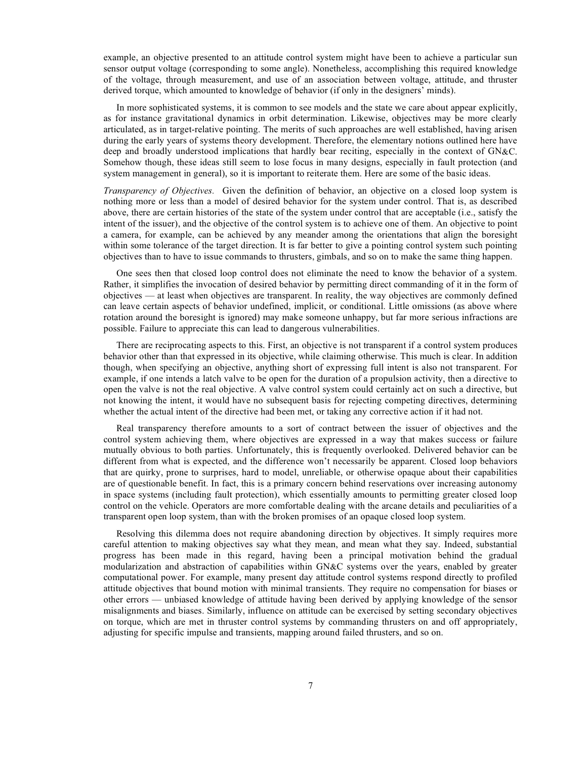example, an objective presented to an attitude control system might have been to achieve a particular sun sensor output voltage (corresponding to some angle). Nonetheless, accomplishing this required knowledge of the voltage, through measurement, and use of an association between voltage, attitude, and thruster derived torque, which amounted to knowledge of behavior (if only in the designers' minds).

In more sophisticated systems, it is common to see models and the state we care about appear explicitly, as for instance gravitational dynamics in orbit determination. Likewise, objectives may be more clearly articulated, as in target-relative pointing. The merits of such approaches are well established, having arisen during the early years of systems theory development. Therefore, the elementary notions outlined here have deep and broadly understood implications that hardly bear reciting, especially in the context of GN&C. Somehow though, these ideas still seem to lose focus in many designs, especially in fault protection (and system management in general), so it is important to reiterate them. Here are some of the basic ideas.

*Transparency of Objectives.* Given the definition of behavior, an objective on a closed loop system is nothing more or less than a model of desired behavior for the system under control. That is, as described above, there are certain histories of the state of the system under control that are acceptable (i.e., satisfy the intent of the issuer), and the objective of the control system is to achieve one of them. An objective to point a camera, for example, can be achieved by any meander among the orientations that align the boresight within some tolerance of the target direction. It is far better to give a pointing control system such pointing objectives than to have to issue commands to thrusters, gimbals, and so on to make the same thing happen.

One sees then that closed loop control does not eliminate the need to know the behavior of a system. Rather, it simplifies the invocation of desired behavior by permitting direct commanding of it in the form of objectives — at least when objectives are transparent. In reality, the way objectives are commonly defined can leave certain aspects of behavior undefined, implicit, or conditional. Little omissions (as above where rotation around the boresight is ignored) may make someone unhappy, but far more serious infractions are possible. Failure to appreciate this can lead to dangerous vulnerabilities.

There are reciprocating aspects to this. First, an objective is not transparent if a control system produces behavior other than that expressed in its objective, while claiming otherwise. This much is clear. In addition though, when specifying an objective, anything short of expressing full intent is also not transparent. For example, if one intends a latch valve to be open for the duration of a propulsion activity, then a directive to open the valve is not the real objective. A valve control system could certainly act on such a directive, but not knowing the intent, it would have no subsequent basis for rejecting competing directives, determining whether the actual intent of the directive had been met, or taking any corrective action if it had not.

Real transparency therefore amounts to a sort of contract between the issuer of objectives and the control system achieving them, where objectives are expressed in a way that makes success or failure mutually obvious to both parties. Unfortunately, this is frequently overlooked. Delivered behavior can be different from what is expected, and the difference won't necessarily be apparent. Closed loop behaviors that are quirky, prone to surprises, hard to model, unreliable, or otherwise opaque about their capabilities are of questionable benefit. In fact, this is a primary concern behind reservations over increasing autonomy in space systems (including fault protection), which essentially amounts to permitting greater closed loop control on the vehicle. Operators are more comfortable dealing with the arcane details and peculiarities of a transparent open loop system, than with the broken promises of an opaque closed loop system.

Resolving this dilemma does not require abandoning direction by objectives. It simply requires more careful attention to making objectives say what they mean, and mean what they say. Indeed, substantial progress has been made in this regard, having been a principal motivation behind the gradual modularization and abstraction of capabilities within GN&C systems over the years, enabled by greater computational power. For example, many present day attitude control systems respond directly to profiled attitude objectives that bound motion with minimal transients. They require no compensation for biases or other errors — unbiased knowledge of attitude having been derived by applying knowledge of the sensor misalignments and biases. Similarly, influence on attitude can be exercised by setting secondary objectives on torque, which are met in thruster control systems by commanding thrusters on and off appropriately, adjusting for specific impulse and transients, mapping around failed thrusters, and so on.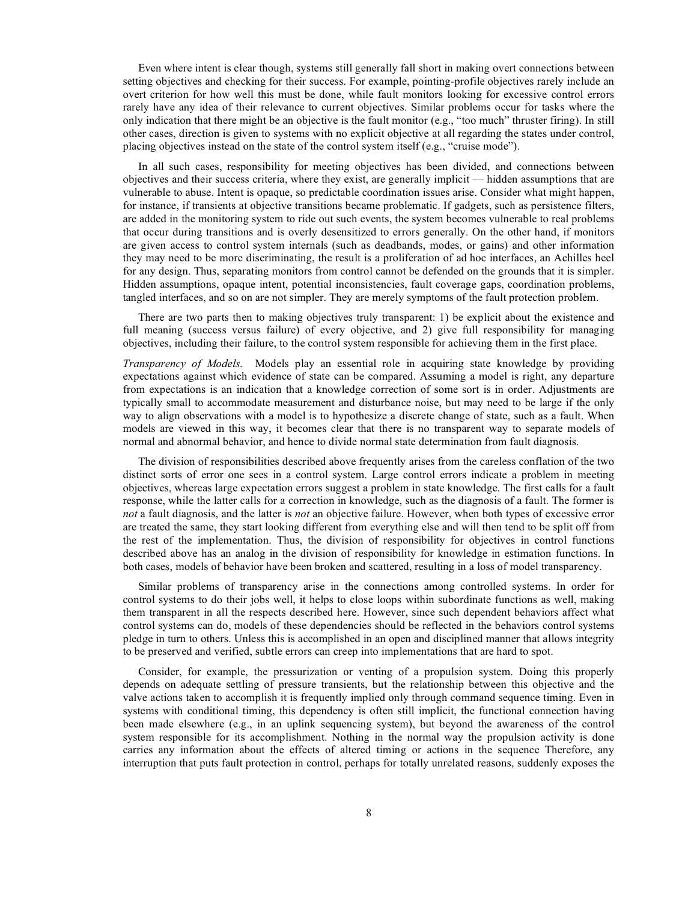Even where intent is clear though, systems still generally fall short in making overt connections between setting objectives and checking for their success. For example, pointing-profile objectives rarely include an overt criterion for how well this must be done, while fault monitors looking for excessive control errors rarely have any idea of their relevance to current objectives. Similar problems occur for tasks where the only indication that there might be an objective is the fault monitor (e.g., "too much" thruster firing). In still other cases, direction is given to systems with no explicit objective at all regarding the states under control, placing objectives instead on the state of the control system itself (e.g., "cruise mode").

In all such cases, responsibility for meeting objectives has been divided, and connections between objectives and their success criteria, where they exist, are generally implicit — hidden assumptions that are vulnerable to abuse. Intent is opaque, so predictable coordination issues arise. Consider what might happen, for instance, if transients at objective transitions became problematic. If gadgets, such as persistence filters, are added in the monitoring system to ride out such events, the system becomes vulnerable to real problems that occur during transitions and is overly desensitized to errors generally. On the other hand, if monitors are given access to control system internals (such as deadbands, modes, or gains) and other information they may need to be more discriminating, the result is a proliferation of ad hoc interfaces, an Achilles heel for any design. Thus, separating monitors from control cannot be defended on the grounds that it is simpler. Hidden assumptions, opaque intent, potential inconsistencies, fault coverage gaps, coordination problems, tangled interfaces, and so on are not simpler. They are merely symptoms of the fault protection problem.

There are two parts then to making objectives truly transparent: 1) be explicit about the existence and full meaning (success versus failure) of every objective, and 2) give full responsibility for managing objectives, including their failure, to the control system responsible for achieving them in the first place.

*Transparency of Models.* Models play an essential role in acquiring state knowledge by providing expectations against which evidence of state can be compared. Assuming a model is right, any departure from expectations is an indication that a knowledge correction of some sort is in order. Adjustments are typically small to accommodate measurement and disturbance noise, but may need to be large if the only way to align observations with a model is to hypothesize a discrete change of state, such as a fault. When models are viewed in this way, it becomes clear that there is no transparent way to separate models of normal and abnormal behavior, and hence to divide normal state determination from fault diagnosis.

The division of responsibilities described above frequently arises from the careless conflation of the two distinct sorts of error one sees in a control system. Large control errors indicate a problem in meeting objectives, whereas large expectation errors suggest a problem in state knowledge. The first calls for a fault response, while the latter calls for a correction in knowledge, such as the diagnosis of a fault. The former is *not* a fault diagnosis, and the latter is *not* an objective failure. However, when both types of excessive error are treated the same, they start looking different from everything else and will then tend to be split off from the rest of the implementation. Thus, the division of responsibility for objectives in control functions described above has an analog in the division of responsibility for knowledge in estimation functions. In both cases, models of behavior have been broken and scattered, resulting in a loss of model transparency.

Similar problems of transparency arise in the connections among controlled systems. In order for control systems to do their jobs well, it helps to close loops within subordinate functions as well, making them transparent in all the respects described here. However, since such dependent behaviors affect what control systems can do, models of these dependencies should be reflected in the behaviors control systems pledge in turn to others. Unless this is accomplished in an open and disciplined manner that allows integrity to be preserved and verified, subtle errors can creep into implementations that are hard to spot.

Consider, for example, the pressurization or venting of a propulsion system. Doing this properly depends on adequate settling of pressure transients, but the relationship between this objective and the valve actions taken to accomplish it is frequently implied only through command sequence timing. Even in systems with conditional timing, this dependency is often still implicit, the functional connection having been made elsewhere (e.g., in an uplink sequencing system), but beyond the awareness of the control system responsible for its accomplishment. Nothing in the normal way the propulsion activity is done carries any information about the effects of altered timing or actions in the sequence Therefore, any interruption that puts fault protection in control, perhaps for totally unrelated reasons, suddenly exposes the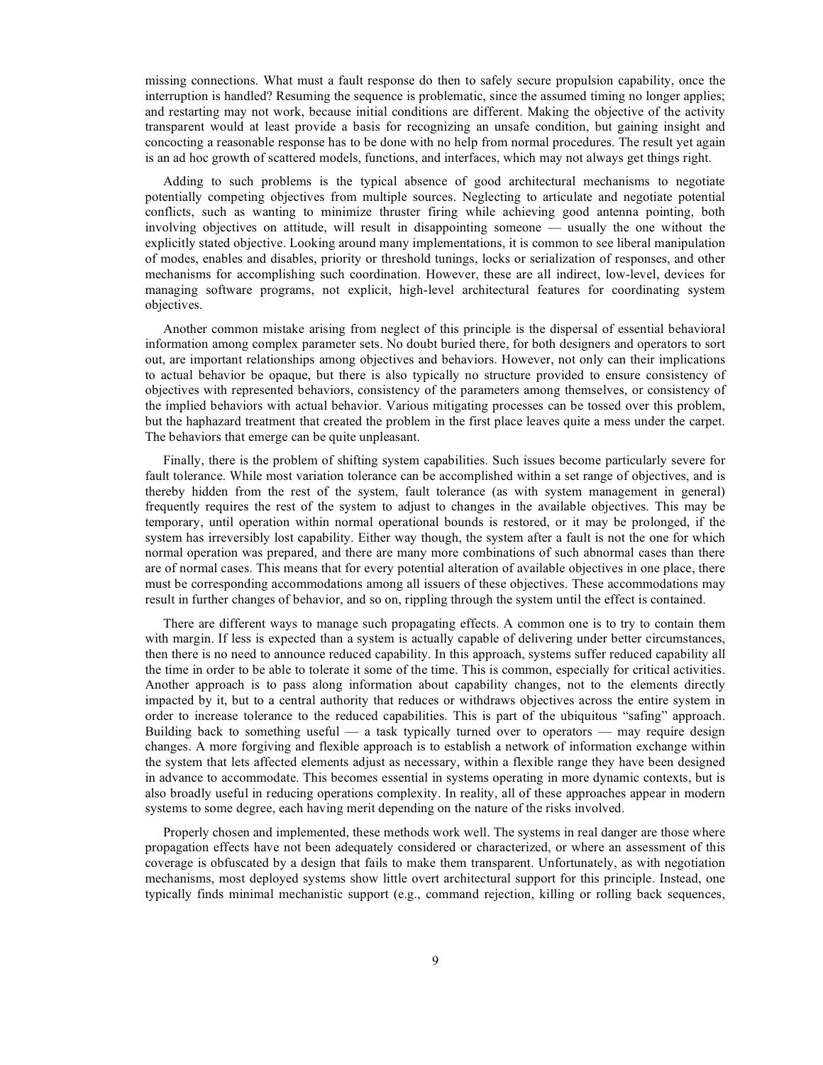missing connections. What must a fault response do then to safely secure propulsion capability, once the interruption is handled? Resuming the sequence is problematic, since the assumed timing no longer applies; and restarting may not work, because initial conditions are different. Making the objective of the activity transparent would at least provide a basis for recognizing an unsafe condition, but gaining insight and concocting a reasonable response has to be done with no help from normal procedures. The result yet again is an ad hoc growth of scattered models, functions, and interfaces, which may not always get things right.

Adding to such problems is the typical absence of good architectural mechanisms to negotiate potentially competing objectives from multiple sources. Neglecting to articulate and negotiate potential conflicts, such as wanting to minimize thruster firing while achieving good antenna pointing, both involving objectives on attitude, will result in disappointing someone — usually the one without the explicitly stated objective. Looking around many implementations, it is common to see liberal manipulation of modes, enables and disables, priority or threshold tunings, locks or serialization of responses, and other mechanisms for accomplishing such coordination. However, these are all indirect, low-level, devices for managing software programs, not explicit, high-level architectural features for coordinating system objectives.

Another common mistake arising from neglect of this principle is the dispersal of essential behavioral information among complex parameter sets. No doubt buried there, for both designers and operators to sort out, are important relationships among objectives and behaviors. However, not only can their implications to actual behavior be opaque, but there is also typically no structure provided to ensure consistency of objectives with represented behaviors, consistency of the parameters among themselves, or consistency of the implied behaviors with actual behavior. Various mitigating processes can be tossed over this problem, but the haphazard treatment that created the problem in the first place leaves quite a mess under the carpet. The behaviors that emerge can be quite unpleasant.

Finally, there is the problem of shifting system capabilities. Such issues become particularly severe for fault tolerance. While most variation tolerance can be accomplished within a set range of objectives, and is thereby hidden from the rest of the system, fault tolerance (as with system management in general) frequently requires the rest of the system to adjust to changes in the available objectives. This may be temporary, until operation within normal operational bounds is restored, or it may be prolonged, if the system has irreversibly lost capability. Either way though, the system after a fault is not the one for which normal operation was prepared, and there are many more combinations of such abnormal cases than there are of normal cases. This means that for every potential alteration of available objectives in one place, there must be corresponding accommodations among all issuers of these objectives. These accommodations may result in further changes of behavior, and so on, rippling through the system until the effect is contained.

There are different ways to manage such propagating effects. A common one is to try to contain them with margin. If less is expected than a system is actually capable of delivering under better circumstances, then there is no need to announce reduced capability. In this approach, systems suffer reduced capability all the time in order to be able to tolerate it some of the time. This is common, especially for critical activities. Another approach is to pass along information about capability changes, not to the elements directly impacted by it, but to a central authority that reduces or withdraws objectives across the entire system in order to increase tolerance to the reduced capabilities. This is part of the ubiquitous "safing" approach. Building back to something useful — a task typically turned over to operators — may require design changes. A more forgiving and flexible approach is to establish a network of information exchange within the system that lets affected elements adjust as necessary, within a flexible range they have been designed in advance to accommodate. This becomes essential in systems operating in more dynamic contexts, but is also broadly useful in reducing operations complexity. In reality, all of these approaches appear in modern systems to some degree, each having merit depending on the nature of the risks involved.

Properly chosen and implemented, these methods work well. The systems in real danger are those where propagation effects have not been adequately considered or characterized, or where an assessment of this coverage is obfuscated by a design that fails to make them transparent. Unfortunately, as with negotiation mechanisms, most deployed systems show little overt architectural support for this principle. Instead, one typically finds minimal mechanistic support (e.g., command rejection, killing or rolling back sequences,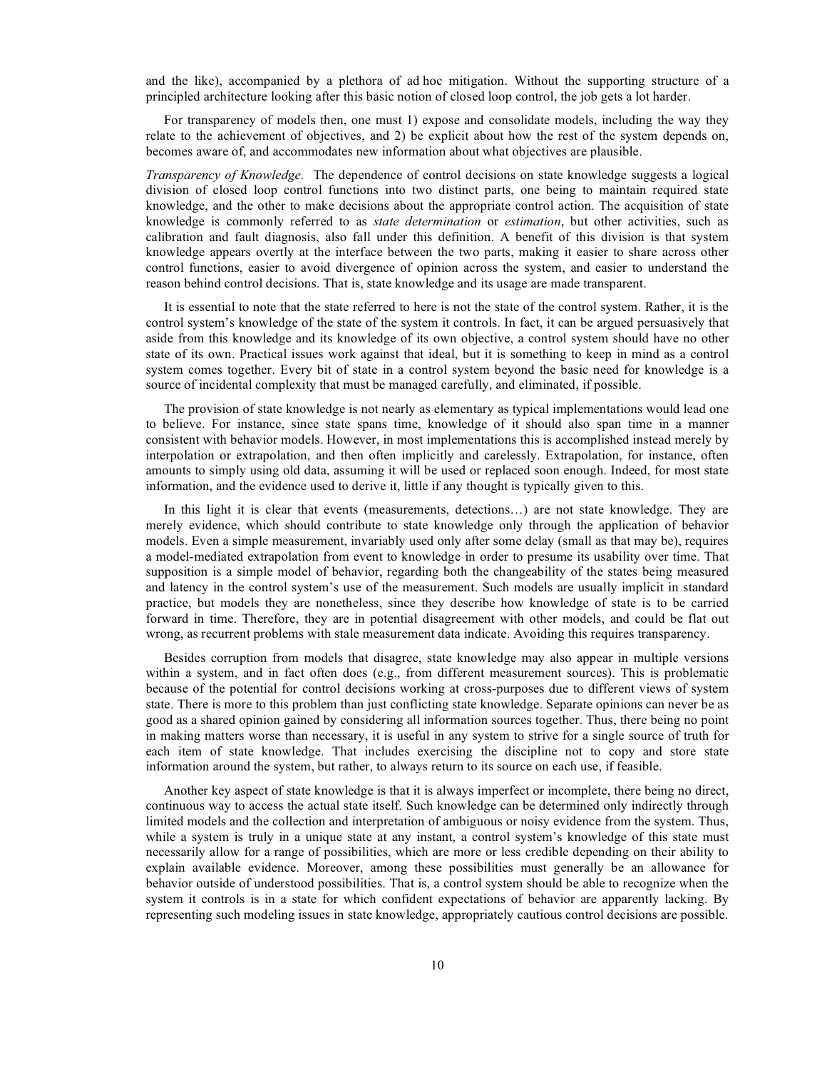and the like), accompanied by a plethora of ad hoc mitigation. Without the supporting structure of a principled architecture looking after this basic notion of closed loop control, the job gets a lot harder.

For transparency of models then, one must 1) expose and consolidate models, including the way they relate to the achievement of objectives, and 2) be explicit about how the rest of the system depends on, becomes aware of, and accommodates new information about what objectives are plausible.

*Transparency of Knowledge.* The dependence of control decisions on state knowledge suggests a logical division of closed loop control functions into two distinct parts, one being to maintain required state knowledge, and the other to make decisions about the appropriate control action. The acquisition of state knowledge is commonly referred to as *state determination* or *estimation*, but other activities, such as calibration and fault diagnosis, also fall under this definition. A benefit of this division is that system knowledge appears overtly at the interface between the two parts, making it easier to share across other control functions, easier to avoid divergence of opinion across the system, and easier to understand the reason behind control decisions. That is, state knowledge and its usage are made transparent.

It is essential to note that the state referred to here is not the state of the control system. Rather, it is the control system's knowledge of the state of the system it controls. In fact, it can be argued persuasively that aside from this knowledge and its knowledge of its own objective, a control system should have no other state of its own. Practical issues work against that ideal, but it is something to keep in mind as a control system comes together. Every bit of state in a control system beyond the basic need for knowledge is a source of incidental complexity that must be managed carefully, and eliminated, if possible.

The provision of state knowledge is not nearly as elementary as typical implementations would lead one to believe. For instance, since state spans time, knowledge of it should also span time in a manner consistent with behavior models. However, in most implementations this is accomplished instead merely by interpolation or extrapolation, and then often implicitly and carelessly. Extrapolation, for instance, often amounts to simply using old data, assuming it will be used or replaced soon enough. Indeed, for most state information, and the evidence used to derive it, little if any thought is typically given to this.

In this light it is clear that events (measurements, detections…) are not state knowledge. They are merely evidence, which should contribute to state knowledge only through the application of behavior models. Even a simple measurement, invariably used only after some delay (small as that may be), requires a model-mediated extrapolation from event to knowledge in order to presume its usability over time. That supposition is a simple model of behavior, regarding both the changeability of the states being measured and latency in the control system's use of the measurement. Such models are usually implicit in standard practice, but models they are nonetheless, since they describe how knowledge of state is to be carried forward in time. Therefore, they are in potential disagreement with other models, and could be flat out wrong, as recurrent problems with stale measurement data indicate. Avoiding this requires transparency.

Besides corruption from models that disagree, state knowledge may also appear in multiple versions within a system, and in fact often does (e.g., from different measurement sources). This is problematic because of the potential for control decisions working at cross-purposes due to different views of system state. There is more to this problem than just conflicting state knowledge. Separate opinions can never be as good as a shared opinion gained by considering all information sources together. Thus, there being no point in making matters worse than necessary, it is useful in any system to strive for a single source of truth for each item of state knowledge. That includes exercising the discipline not to copy and store state information around the system, but rather, to always return to its source on each use, if feasible.

Another key aspect of state knowledge is that it is always imperfect or incomplete, there being no direct, continuous way to access the actual state itself. Such knowledge can be determined only indirectly through limited models and the collection and interpretation of ambiguous or noisy evidence from the system. Thus, while a system is truly in a unique state at any instant, a control system's knowledge of this state must necessarily allow for a range of possibilities, which are more or less credible depending on their ability to explain available evidence. Moreover, among these possibilities must generally be an allowance for behavior outside of understood possibilities. That is, a control system should be able to recognize when the system it controls is in a state for which confident expectations of behavior are apparently lacking. By representing such modeling issues in state knowledge, appropriately cautious control decisions are possible.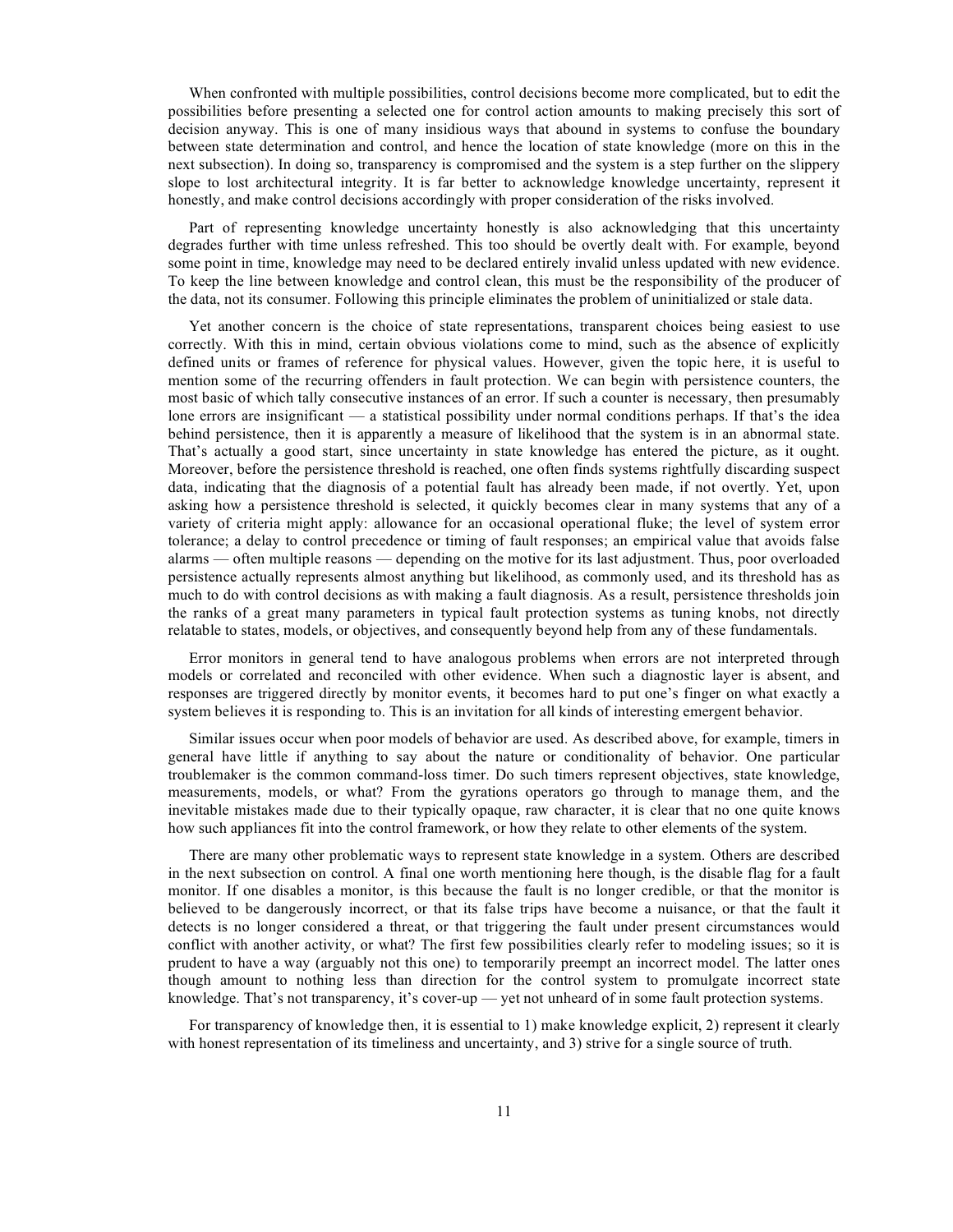When confronted with multiple possibilities, control decisions become more complicated, but to edit the possibilities before presenting a selected one for control action amounts to making precisely this sort of decision anyway. This is one of many insidious ways that abound in systems to confuse the boundary between state determination and control, and hence the location of state knowledge (more on this in the next subsection). In doing so, transparency is compromised and the system is a step further on the slippery slope to lost architectural integrity. It is far better to acknowledge knowledge uncertainty, represent it honestly, and make control decisions accordingly with proper consideration of the risks involved.

Part of representing knowledge uncertainty honestly is also acknowledging that this uncertainty degrades further with time unless refreshed. This too should be overtly dealt with. For example, beyond some point in time, knowledge may need to be declared entirely invalid unless updated with new evidence. To keep the line between knowledge and control clean, this must be the responsibility of the producer of the data, not its consumer. Following this principle eliminates the problem of uninitialized or stale data.

Yet another concern is the choice of state representations, transparent choices being easiest to use correctly. With this in mind, certain obvious violations come to mind, such as the absence of explicitly defined units or frames of reference for physical values. However, given the topic here, it is useful to mention some of the recurring offenders in fault protection. We can begin with persistence counters, the most basic of which tally consecutive instances of an error. If such a counter is necessary, then presumably lone errors are insignificant — a statistical possibility under normal conditions perhaps. If that's the idea behind persistence, then it is apparently a measure of likelihood that the system is in an abnormal state. That's actually a good start, since uncertainty in state knowledge has entered the picture, as it ought. Moreover, before the persistence threshold is reached, one often finds systems rightfully discarding suspect data, indicating that the diagnosis of a potential fault has already been made, if not overtly. Yet, upon asking how a persistence threshold is selected, it quickly becomes clear in many systems that any of a variety of criteria might apply: allowance for an occasional operational fluke; the level of system error tolerance; a delay to control precedence or timing of fault responses; an empirical value that avoids false alarms — often multiple reasons — depending on the motive for its last adjustment. Thus, poor overloaded persistence actually represents almost anything but likelihood, as commonly used, and its threshold has as much to do with control decisions as with making a fault diagnosis. As a result, persistence thresholds join the ranks of a great many parameters in typical fault protection systems as tuning knobs, not directly relatable to states, models, or objectives, and consequently beyond help from any of these fundamentals.

Error monitors in general tend to have analogous problems when errors are not interpreted through models or correlated and reconciled with other evidence. When such a diagnostic layer is absent, and responses are triggered directly by monitor events, it becomes hard to put one's finger on what exactly a system believes it is responding to. This is an invitation for all kinds of interesting emergent behavior.

Similar issues occur when poor models of behavior are used. As described above, for example, timers in general have little if anything to say about the nature or conditionality of behavior. One particular troublemaker is the common command-loss timer. Do such timers represent objectives, state knowledge, measurements, models, or what? From the gyrations operators go through to manage them, and the inevitable mistakes made due to their typically opaque, raw character, it is clear that no one quite knows how such appliances fit into the control framework, or how they relate to other elements of the system.

There are many other problematic ways to represent state knowledge in a system. Others are described in the next subsection on control. A final one worth mentioning here though, is the disable flag for a fault monitor. If one disables a monitor, is this because the fault is no longer credible, or that the monitor is believed to be dangerously incorrect, or that its false trips have become a nuisance, or that the fault it detects is no longer considered a threat, or that triggering the fault under present circumstances would conflict with another activity, or what? The first few possibilities clearly refer to modeling issues; so it is prudent to have a way (arguably not this one) to temporarily preempt an incorrect model. The latter ones though amount to nothing less than direction for the control system to promulgate incorrect state knowledge. That's not transparency, it's cover-up — yet not unheard of in some fault protection systems.

For transparency of knowledge then, it is essential to 1) make knowledge explicit, 2) represent it clearly with honest representation of its timeliness and uncertainty, and 3) strive for a single source of truth.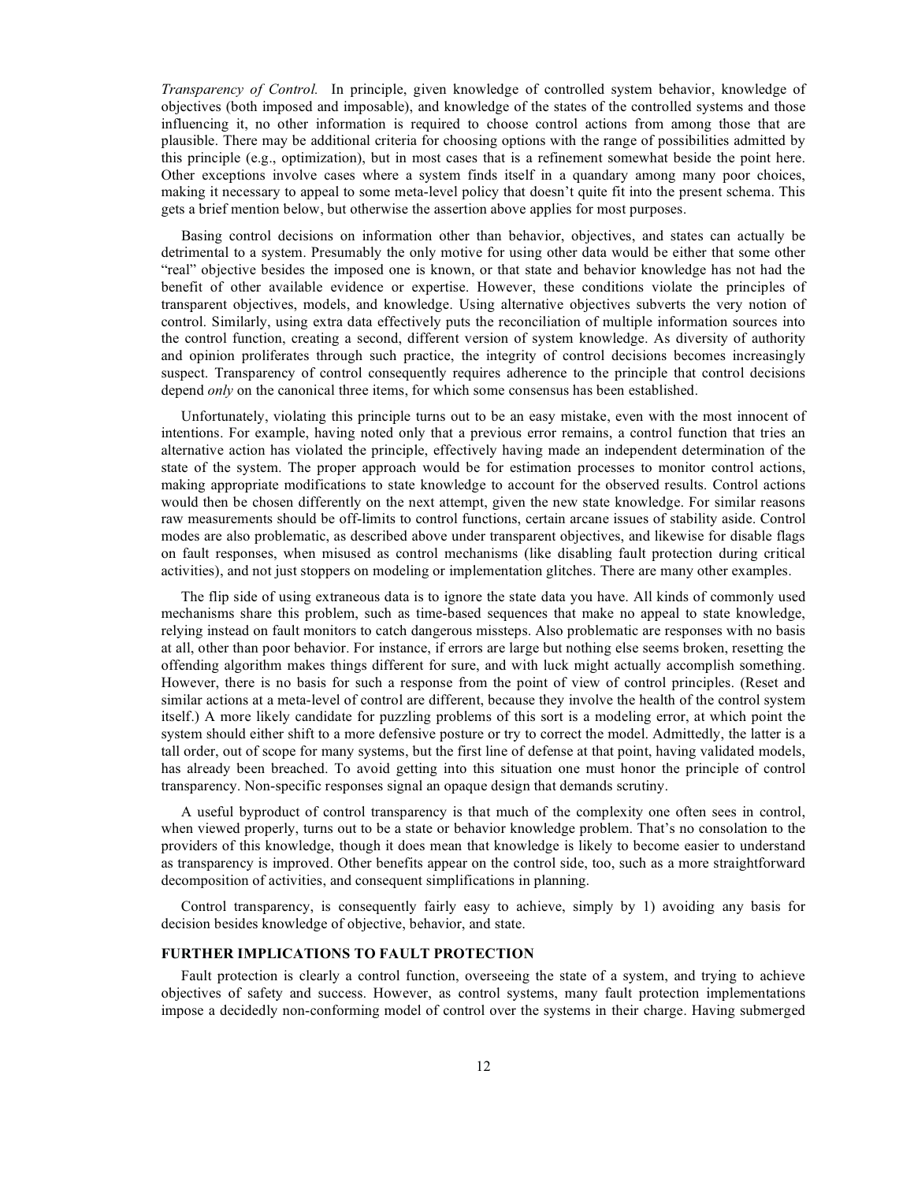*Transparency of Control.* In principle, given knowledge of controlled system behavior, knowledge of objectives (both imposed and imposable), and knowledge of the states of the controlled systems and those influencing it, no other information is required to choose control actions from among those that are plausible. There may be additional criteria for choosing options with the range of possibilities admitted by this principle (e.g., optimization), but in most cases that is a refinement somewhat beside the point here. Other exceptions involve cases where a system finds itself in a quandary among many poor choices, making it necessary to appeal to some meta-level policy that doesn't quite fit into the present schema. This gets a brief mention below, but otherwise the assertion above applies for most purposes.

Basing control decisions on information other than behavior, objectives, and states can actually be detrimental to a system. Presumably the only motive for using other data would be either that some other "real" objective besides the imposed one is known, or that state and behavior knowledge has not had the benefit of other available evidence or expertise. However, these conditions violate the principles of transparent objectives, models, and knowledge. Using alternative objectives subverts the very notion of control. Similarly, using extra data effectively puts the reconciliation of multiple information sources into the control function, creating a second, different version of system knowledge. As diversity of authority and opinion proliferates through such practice, the integrity of control decisions becomes increasingly suspect. Transparency of control consequently requires adherence to the principle that control decisions depend *only* on the canonical three items, for which some consensus has been established.

Unfortunately, violating this principle turns out to be an easy mistake, even with the most innocent of intentions. For example, having noted only that a previous error remains, a control function that tries an alternative action has violated the principle, effectively having made an independent determination of the state of the system. The proper approach would be for estimation processes to monitor control actions, making appropriate modifications to state knowledge to account for the observed results. Control actions would then be chosen differently on the next attempt, given the new state knowledge. For similar reasons raw measurements should be off-limits to control functions, certain arcane issues of stability aside. Control modes are also problematic, as described above under transparent objectives, and likewise for disable flags on fault responses, when misused as control mechanisms (like disabling fault protection during critical activities), and not just stoppers on modeling or implementation glitches. There are many other examples.

The flip side of using extraneous data is to ignore the state data you have. All kinds of commonly used mechanisms share this problem, such as time-based sequences that make no appeal to state knowledge, relying instead on fault monitors to catch dangerous missteps. Also problematic are responses with no basis at all, other than poor behavior. For instance, if errors are large but nothing else seems broken, resetting the offending algorithm makes things different for sure, and with luck might actually accomplish something. However, there is no basis for such a response from the point of view of control principles. (Reset and similar actions at a meta-level of control are different, because they involve the health of the control system itself.) A more likely candidate for puzzling problems of this sort is a modeling error, at which point the system should either shift to a more defensive posture or try to correct the model. Admittedly, the latter is a tall order, out of scope for many systems, but the first line of defense at that point, having validated models, has already been breached. To avoid getting into this situation one must honor the principle of control transparency. Non-specific responses signal an opaque design that demands scrutiny.

A useful byproduct of control transparency is that much of the complexity one often sees in control, when viewed properly, turns out to be a state or behavior knowledge problem. That's no consolation to the providers of this knowledge, though it does mean that knowledge is likely to become easier to understand as transparency is improved. Other benefits appear on the control side, too, such as a more straightforward decomposition of activities, and consequent simplifications in planning.

Control transparency, is consequently fairly easy to achieve, simply by 1) avoiding any basis for decision besides knowledge of objective, behavior, and state.

## FURTHER IMPLICATIONS TO FAULT PROTECTION

Fault protection is clearly a control function, overseeing the state of a system, and trying to achieve objectives of safety and success. However, as control systems, many fault protection implementations impose a decidedly non-conforming model of control over the systems in their charge. Having submerged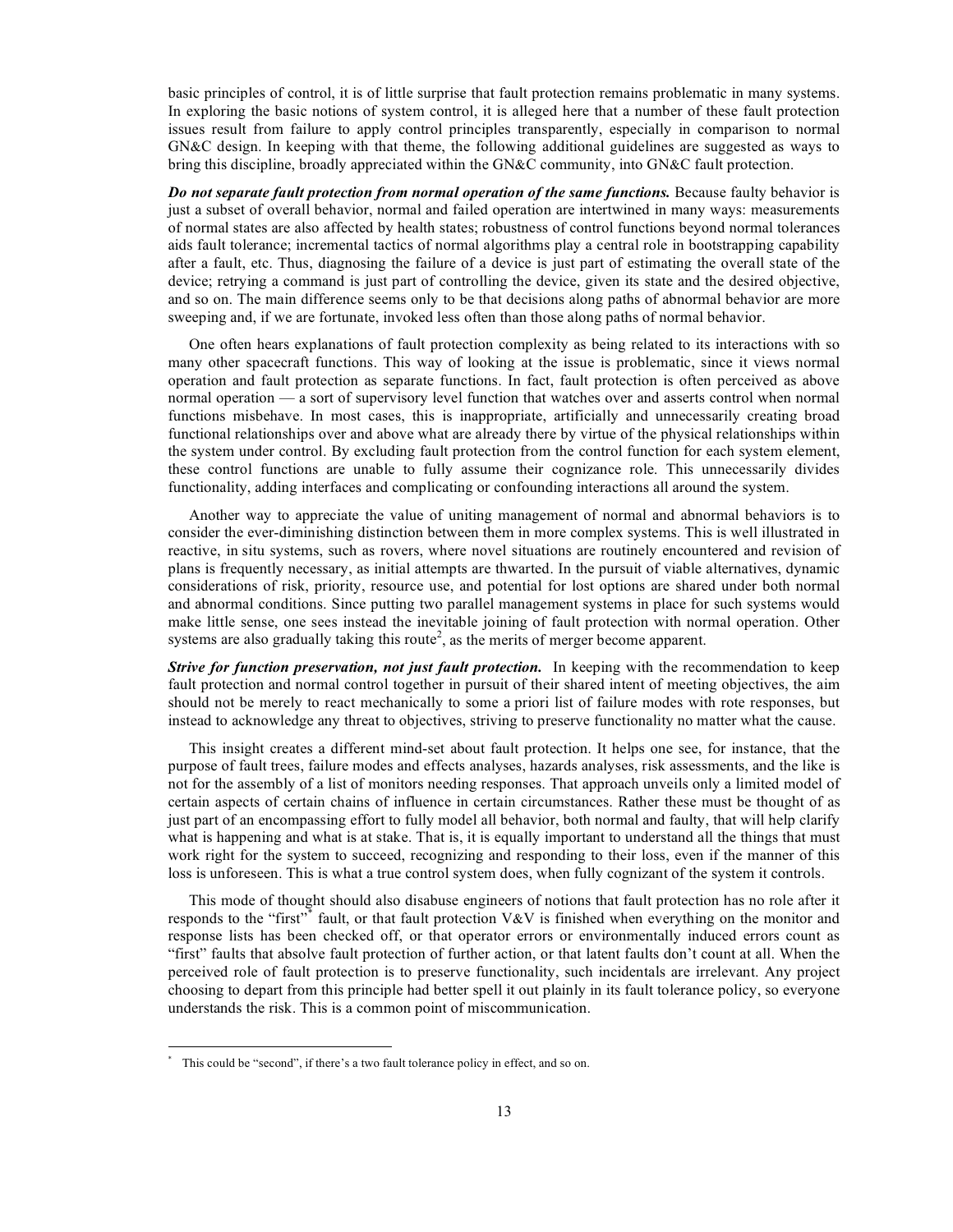basic principles of control, it is of little surprise that fault protection remains problematic in many systems. In exploring the basic notions of system control, it is alleged here that a number of these fault protection issues result from failure to apply control principles transparently, especially in comparison to normal GN&C design. In keeping with that theme, the following additional guidelines are suggested as ways to bring this discipline, broadly appreciated within the GN&C community, into GN&C fault protection.

***Do not separate fault protection from normal operation of the same functions.*** Because faulty behavior is just a subset of overall behavior, normal and failed operation are intertwined in many ways: measurements of normal states are also affected by health states; robustness of control functions beyond normal tolerances aids fault tolerance; incremental tactics of normal algorithms play a central role in bootstrapping capability after a fault, etc. Thus, diagnosing the failure of a device is just part of estimating the overall state of the device; retrying a command is just part of controlling the device, given its state and the desired objective, and so on. The main difference seems only to be that decisions along paths of abnormal behavior are more sweeping and, if we are fortunate, invoked less often than those along paths of normal behavior.

One often hears explanations of fault protection complexity as being related to its interactions with so many other spacecraft functions. This way of looking at the issue is problematic, since it views normal operation and fault protection as separate functions. In fact, fault protection is often perceived as above normal operation — a sort of supervisory level function that watches over and asserts control when normal functions misbehave. In most cases, this is inappropriate, artificially and unnecessarily creating broad functional relationships over and above what are already there by virtue of the physical relationships within the system under control. By excluding fault protection from the control function for each system element, these control functions are unable to fully assume their cognizance role. This unnecessarily divides functionality, adding interfaces and complicating or confounding interactions all around the system.

Another way to appreciate the value of uniting management of normal and abnormal behaviors is to consider the ever-diminishing distinction between them in more complex systems. This is well illustrated in reactive, in situ systems, such as rovers, where novel situations are routinely encountered and revision of plans is frequently necessary, as initial attempts are thwarted. In the pursuit of viable alternatives, dynamic considerations of risk, priority, resource use, and potential for lost options are shared under both normal and abnormal conditions. Since putting two parallel management systems in place for such systems would make little sense, one sees instead the inevitable joining of fault protection with normal operation. Other systems are also gradually taking this route[2], as the merits of merger become apparent.

***Strive for function preservation, not just fault protection.*** In keeping with the recommendation to keep fault protection and normal control together in pursuit of their shared intent of meeting objectives, the aim should not be merely to react mechanically to some a priori list of failure modes with rote responses, but instead to acknowledge any threat to objectives, striving to preserve functionality no matter what the cause.

This insight creates a different mind-set about fault protection. It helps one see, for instance, that the purpose of fault trees, failure modes and effects analyses, hazards analyses, risk assessments, and the like is not for the assembly of a list of monitors needing responses. That approach unveils only a limited model of certain aspects of certain chains of influence in certain circumstances. Rather these must be thought of as just part of an encompassing effort to fully model all behavior, both normal and faulty, that will help clarify what is happening and what is at stake. That is, it is equally important to understand all the things that must work right for the system to succeed, recognizing and responding to their loss, even if the manner of this loss is unforeseen. This is what a true control system does, when fully cognizant of the system it controls.

This mode of thought should also disabuse engineers of notions that fault protection has no role after it responds to the "first"[*] fault, or that fault protection V&V is finished when everything on the monitor and response lists has been checked off, or that operator errors or environmentally induced errors count as "first" faults that absolve fault protection of further action, or that latent faults don't count at all. When the perceived role of fault protection is to preserve functionality, such incidentals are irrelevant. Any project choosing to depart from this principle had better spell it out plainly in its fault tolerance policy, so everyone understands the risk. This is a common point of miscommunication.

[*] This could be "second", if there's a two fault tolerance policy in effect, and so on.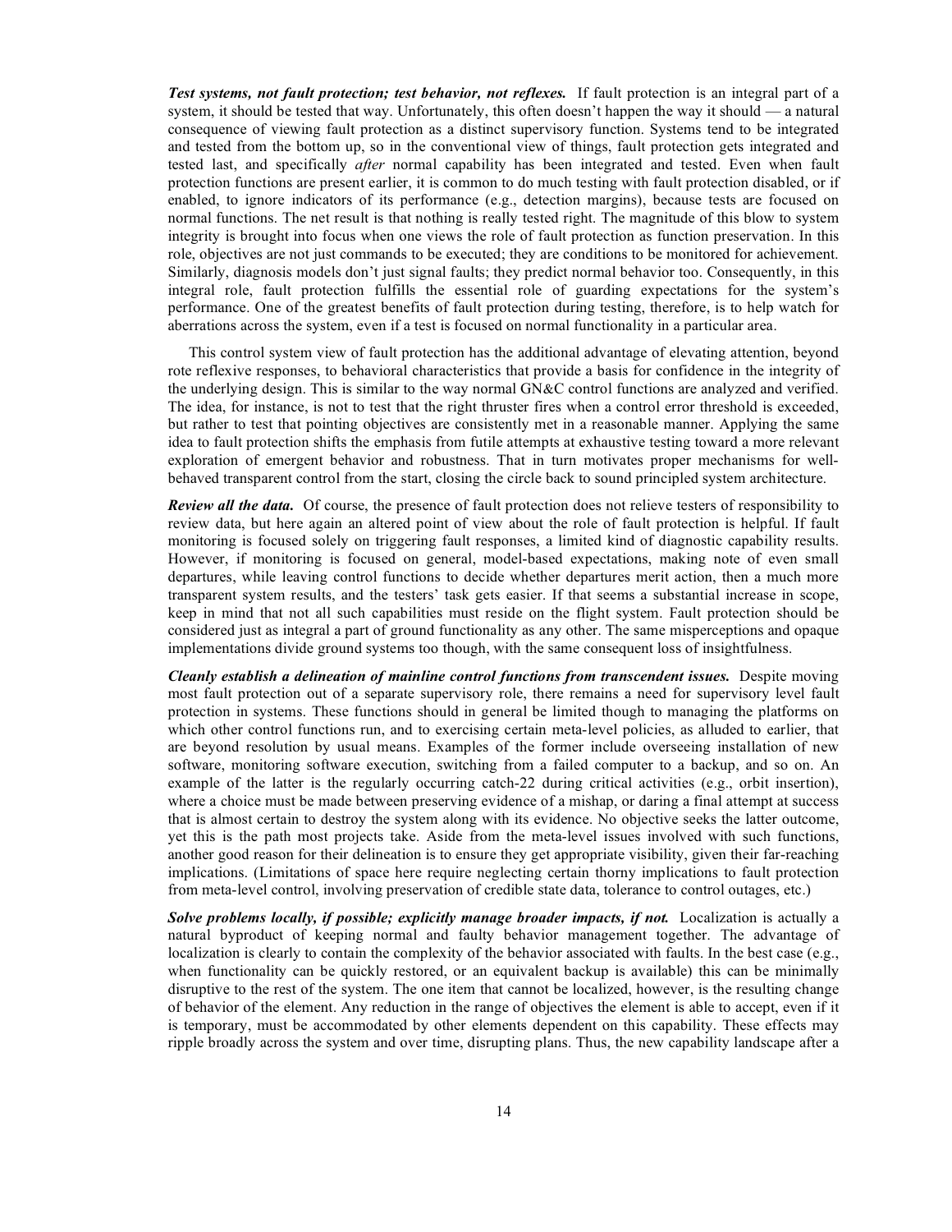***Test systems, not fault protection; test behavior, not reflexes.*** If fault protection is an integral part of a system, it should be tested that way. Unfortunately, this often doesn't happen the way it should — a natural consequence of viewing fault protection as a distinct supervisory function. Systems tend to be integrated and tested from the bottom up, so in the conventional view of things, fault protection gets integrated and tested last, and specifically *after* normal capability has been integrated and tested. Even when fault protection functions are present earlier, it is common to do much testing with fault protection disabled, or if enabled, to ignore indicators of its performance (e.g., detection margins), because tests are focused on normal functions. The net result is that nothing is really tested right. The magnitude of this blow to system integrity is brought into focus when one views the role of fault protection as function preservation. In this role, objectives are not just commands to be executed; they are conditions to be monitored for achievement. Similarly, diagnosis models don't just signal faults; they predict normal behavior too. Consequently, in this integral role, fault protection fulfills the essential role of guarding expectations for the system's performance. One of the greatest benefits of fault protection during testing, therefore, is to help watch for aberrations across the system, even if a test is focused on normal functionality in a particular area.

This control system view of fault protection has the additional advantage of elevating attention, beyond rote reflexive responses, to behavioral characteristics that provide a basis for confidence in the integrity of the underlying design. This is similar to the way normal GN&C control functions are analyzed and verified. The idea, for instance, is not to test that the right thruster fires when a control error threshold is exceeded, but rather to test that pointing objectives are consistently met in a reasonable manner. Applying the same idea to fault protection shifts the emphasis from futile attempts at exhaustive testing toward a more relevant exploration of emergent behavior and robustness. That in turn motivates proper mechanisms for well-behaved transparent control from the start, closing the circle back to sound principled system architecture.

***Review all the data.*** Of course, the presence of fault protection does not relieve testers of responsibility to review data, but here again an altered point of view about the role of fault protection is helpful. If fault monitoring is focused solely on triggering fault responses, a limited kind of diagnostic capability results. However, if monitoring is focused on general, model-based expectations, making note of even small departures, while leaving control functions to decide whether departures merit action, then a much more transparent system results, and the testers' task gets easier. If that seems a substantial increase in scope, keep in mind that not all such capabilities must reside on the flight system. Fault protection should be considered just as integral a part of ground functionality as any other. The same misperceptions and opaque implementations divide ground systems too though, with the same consequent loss of insightfulness.

***Cleanly establish a delineation of mainline control functions from transcendent issues.*** Despite moving most fault protection out of a separate supervisory role, there remains a need for supervisory level fault protection in systems. These functions should in general be limited though to managing the platforms on which other control functions run, and to exercising certain meta-level policies, as alluded to earlier, that are beyond resolution by usual means. Examples of the former include overseeing installation of new software, monitoring software execution, switching from a failed computer to a backup, and so on. An example of the latter is the regularly occurring catch-22 during critical activities (e.g., orbit insertion), where a choice must be made between preserving evidence of a mishap, or daring a final attempt at success that is almost certain to destroy the system along with its evidence. No objective seeks the latter outcome, yet this is the path most projects take. Aside from the meta-level issues involved with such functions, another good reason for their delineation is to ensure they get appropriate visibility, given their far-reaching implications. (Limitations of space here require neglecting certain thorny implications to fault protection from meta-level control, involving preservation of credible state data, tolerance to control outages, etc.)

***Solve problems locally, if possible; explicitly manage broader impacts, if not.*** Localization is actually a natural byproduct of keeping normal and faulty behavior management together. The advantage of localization is clearly to contain the complexity of the behavior associated with faults. In the best case (e.g., when functionality can be quickly restored, or an equivalent backup is available) this can be minimally disruptive to the rest of the system. The one item that cannot be localized, however, is the resulting change of behavior of the element. Any reduction in the range of objectives the element is able to accept, even if it is temporary, must be accommodated by other elements dependent on this capability. These effects may ripple broadly across the system and over time, disrupting plans. Thus, the new capability landscape after a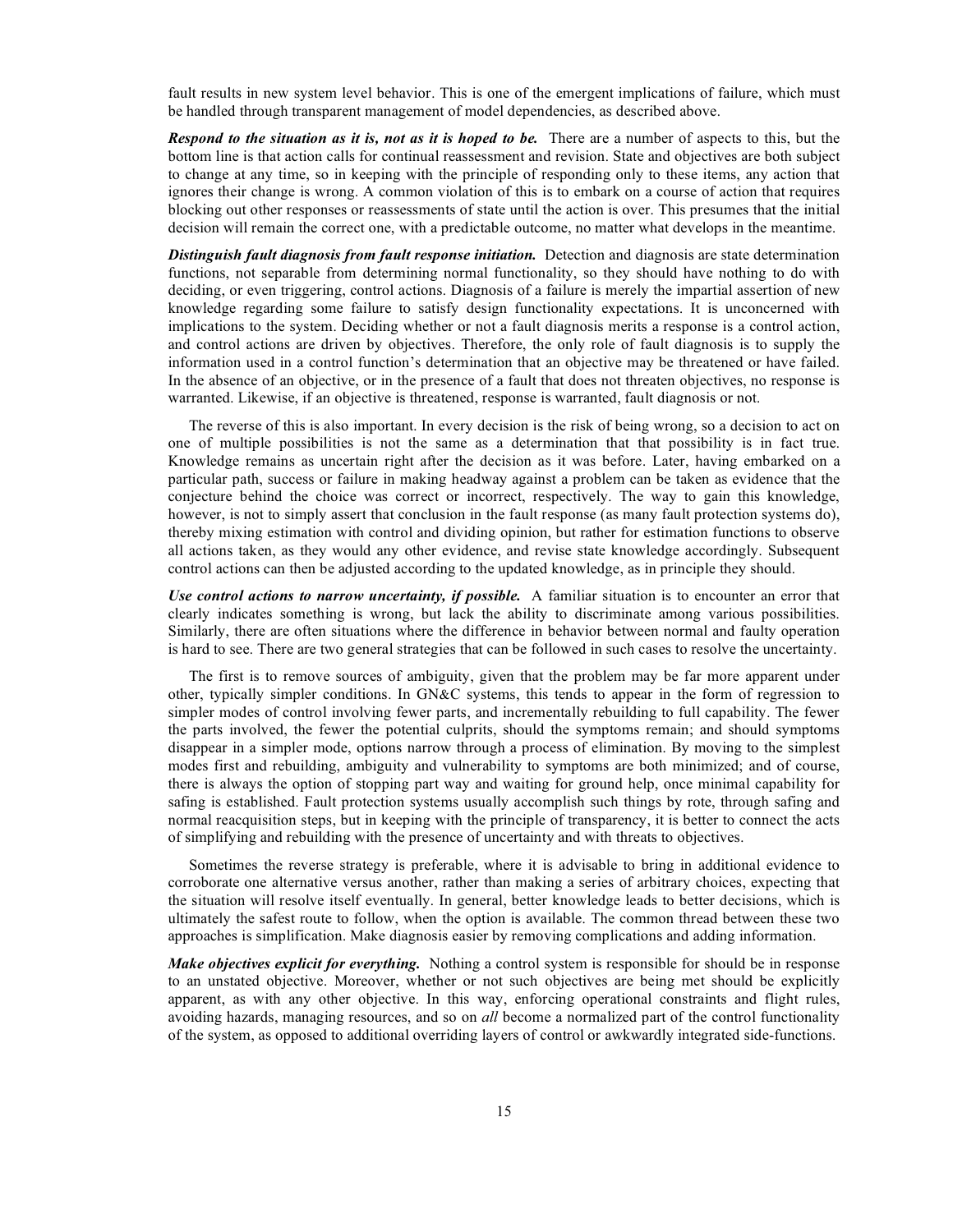fault results in new system level behavior. This is one of the emergent implications of failure, which must be handled through transparent management of model dependencies, as described above.

***Respond to the situation as it is, not as it is hoped to be.*** There are a number of aspects to this, but the bottom line is that action calls for continual reassessment and revision. State and objectives are both subject to change at any time, so in keeping with the principle of responding only to these items, any action that ignores their change is wrong. A common violation of this is to embark on a course of action that requires blocking out other responses or reassessments of state until the action is over. This presumes that the initial decision will remain the correct one, with a predictable outcome, no matter what develops in the meantime.

***Distinguish fault diagnosis from fault response initiation.*** Detection and diagnosis are state determination functions, not separable from determining normal functionality, so they should have nothing to do with deciding, or even triggering, control actions. Diagnosis of a failure is merely the impartial assertion of new knowledge regarding some failure to satisfy design functionality expectations. It is unconcerned with implications to the system. Deciding whether or not a fault diagnosis merits a response is a control action, and control actions are driven by objectives. Therefore, the only role of fault diagnosis is to supply the information used in a control function's determination that an objective may be threatened or have failed. In the absence of an objective, or in the presence of a fault that does not threaten objectives, no response is warranted. Likewise, if an objective is threatened, response is warranted, fault diagnosis or not.

The reverse of this is also important. In every decision is the risk of being wrong, so a decision to act on one of multiple possibilities is not the same as a determination that that possibility is in fact true. Knowledge remains as uncertain right after the decision as it was before. Later, having embarked on a particular path, success or failure in making headway against a problem can be taken as evidence that the conjecture behind the choice was correct or incorrect, respectively. The way to gain this knowledge, however, is not to simply assert that conclusion in the fault response (as many fault protection systems do), thereby mixing estimation with control and dividing opinion, but rather for estimation functions to observe all actions taken, as they would any other evidence, and revise state knowledge accordingly. Subsequent control actions can then be adjusted according to the updated knowledge, as in principle they should.

***Use control actions to narrow uncertainty, if possible.*** A familiar situation is to encounter an error that clearly indicates something is wrong, but lack the ability to discriminate among various possibilities. Similarly, there are often situations where the difference in behavior between normal and faulty operation is hard to see. There are two general strategies that can be followed in such cases to resolve the uncertainty.

The first is to remove sources of ambiguity, given that the problem may be far more apparent under other, typically simpler conditions. In GN&C systems, this tends to appear in the form of regression to simpler modes of control involving fewer parts, and incrementally rebuilding to full capability. The fewer the parts involved, the fewer the potential culprits, should the symptoms remain; and should symptoms disappear in a simpler mode, options narrow through a process of elimination. By moving to the simplest modes first and rebuilding, ambiguity and vulnerability to symptoms are both minimized; and of course, there is always the option of stopping part way and waiting for ground help, once minimal capability for safing is established. Fault protection systems usually accomplish such things by rote, through safing and normal reacquisition steps, but in keeping with the principle of transparency, it is better to connect the acts of simplifying and rebuilding with the presence of uncertainty and with threats to objectives.

Sometimes the reverse strategy is preferable, where it is advisable to bring in additional evidence to corroborate one alternative versus another, rather than making a series of arbitrary choices, expecting that the situation will resolve itself eventually. In general, better knowledge leads to better decisions, which is ultimately the safest route to follow, when the option is available. The common thread between these two approaches is simplification. Make diagnosis easier by removing complications and adding information.

***Make objectives explicit for everything.*** Nothing a control system is responsible for should be in response to an unstated objective. Moreover, whether or not such objectives are being met should be explicitly apparent, as with any other objective. In this way, enforcing operational constraints and flight rules, avoiding hazards, managing resources, and so on *all* become a normalized part of the control functionality of the system, as opposed to additional overriding layers of control or awkwardly integrated side-functions.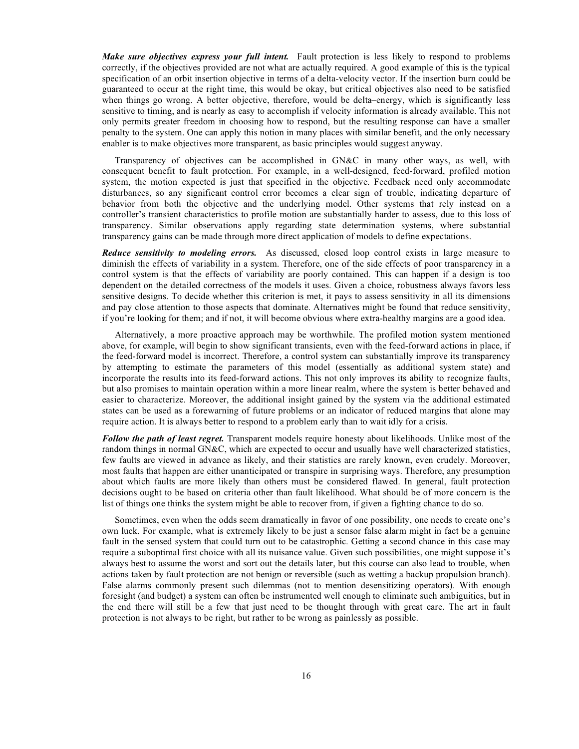***Make sure objectives express your full intent.*** Fault protection is less likely to respond to problems correctly, if the objectives provided are not what are actually required. A good example of this is the typical specification of an orbit insertion objective in terms of a delta-velocity vector. If the insertion burn could be guaranteed to occur at the right time, this would be okay, but critical objectives also need to be satisfied when things go wrong. A better objective, therefore, would be delta–energy, which is significantly less sensitive to timing, and is nearly as easy to accomplish if velocity information is already available. This not only permits greater freedom in choosing how to respond, but the resulting response can have a smaller penalty to the system. One can apply this notion in many places with similar benefit, and the only necessary enabler is to make objectives more transparent, as basic principles would suggest anyway.

Transparency of objectives can be accomplished in GN&C in many other ways, as well, with consequent benefit to fault protection. For example, in a well-designed, feed-forward, profiled motion system, the motion expected is just that specified in the objective. Feedback need only accommodate disturbances, so any significant control error becomes a clear sign of trouble, indicating departure of behavior from both the objective and the underlying model. Other systems that rely instead on a controller's transient characteristics to profile motion are substantially harder to assess, due to this loss of transparency. Similar observations apply regarding state determination systems, where substantial transparency gains can be made through more direct application of models to define expectations.

***Reduce sensitivity to modeling errors.*** As discussed, closed loop control exists in large measure to diminish the effects of variability in a system. Therefore, one of the side effects of poor transparency in a control system is that the effects of variability are poorly contained. This can happen if a design is too dependent on the detailed correctness of the models it uses. Given a choice, robustness always favors less sensitive designs. To decide whether this criterion is met, it pays to assess sensitivity in all its dimensions and pay close attention to those aspects that dominate. Alternatives might be found that reduce sensitivity, if you're looking for them; and if not, it will become obvious where extra-healthy margins are a good idea.

Alternatively, a more proactive approach may be worthwhile. The profiled motion system mentioned above, for example, will begin to show significant transients, even with the feed-forward actions in place, if the feed-forward model is incorrect. Therefore, a control system can substantially improve its transparency by attempting to estimate the parameters of this model (essentially as additional system state) and incorporate the results into its feed-forward actions. This not only improves its ability to recognize faults, but also promises to maintain operation within a more linear realm, where the system is better behaved and easier to characterize. Moreover, the additional insight gained by the system via the additional estimated states can be used as a forewarning of future problems or an indicator of reduced margins that alone may require action. It is always better to respond to a problem early than to wait idly for a crisis.

***Follow the path of least regret.*** Transparent models require honesty about likelihoods. Unlike most of the random things in normal GN&C, which are expected to occur and usually have well characterized statistics, few faults are viewed in advance as likely, and their statistics are rarely known, even crudely. Moreover, most faults that happen are either unanticipated or transpire in surprising ways. Therefore, any presumption about which faults are more likely than others must be considered flawed. In general, fault protection decisions ought to be based on criteria other than fault likelihood. What should be of more concern is the list of things one thinks the system might be able to recover from, if given a fighting chance to do so.

Sometimes, even when the odds seem dramatically in favor of one possibility, one needs to create one's own luck. For example, what is extremely likely to be just a sensor false alarm might in fact be a genuine fault in the sensed system that could turn out to be catastrophic. Getting a second chance in this case may require a suboptimal first choice with all its nuisance value. Given such possibilities, one might suppose it's always best to assume the worst and sort out the details later, but this course can also lead to trouble, when actions taken by fault protection are not benign or reversible (such as wetting a backup propulsion branch). False alarms commonly present such dilemmas (not to mention desensitizing operators). With enough foresight (and budget) a system can often be instrumented well enough to eliminate such ambiguities, but in the end there will still be a few that just need to be thought through with great care. The art in fault protection is not always to be right, but rather to be wrong as painlessly as possible.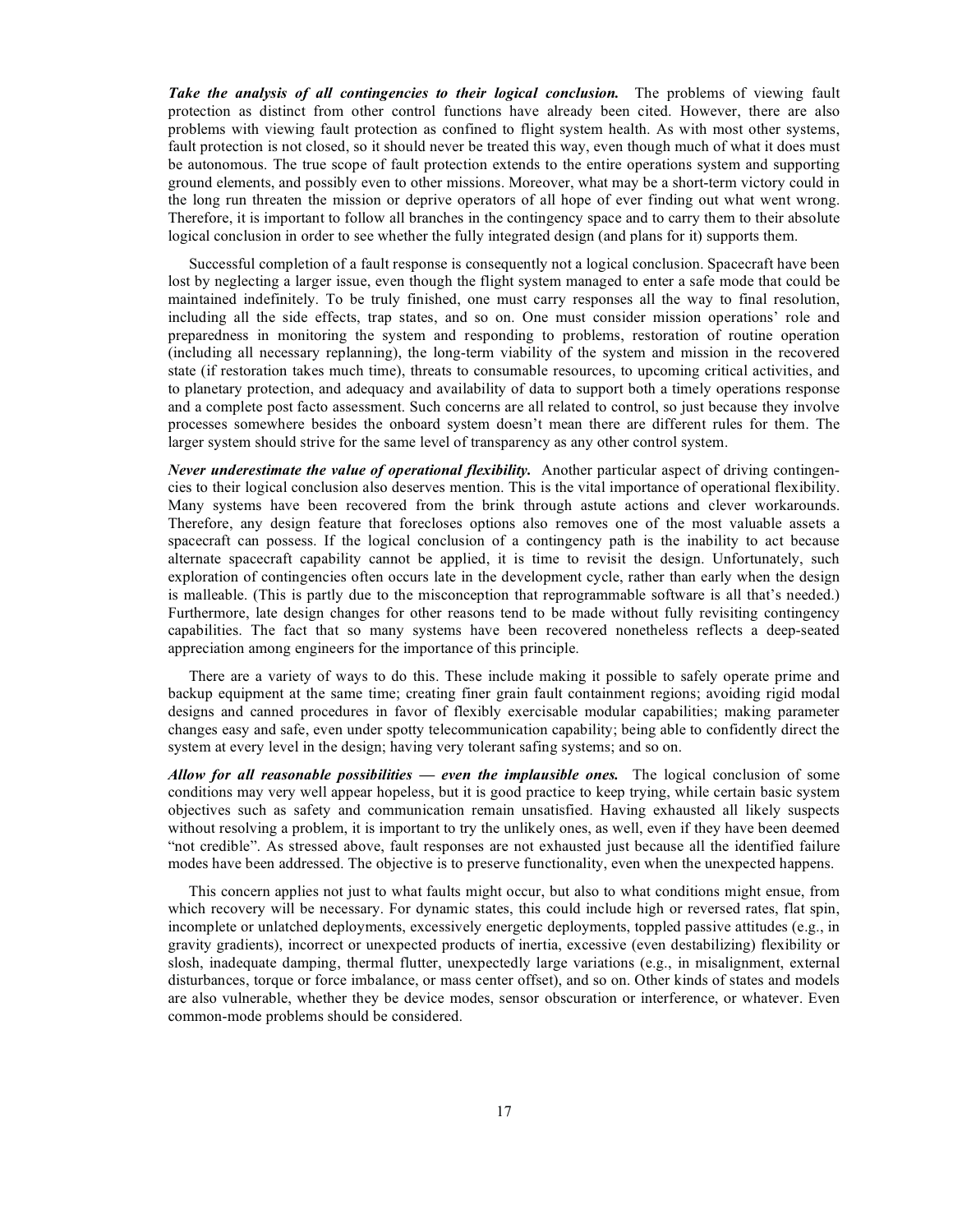***Take the analysis of all contingencies to their logical conclusion.*** The problems of viewing fault protection as distinct from other control functions have already been cited. However, there are also problems with viewing fault protection as confined to flight system health. As with most other systems, fault protection is not closed, so it should never be treated this way, even though much of what it does must be autonomous. The true scope of fault protection extends to the entire operations system and supporting ground elements, and possibly even to other missions. Moreover, what may be a short-term victory could in the long run threaten the mission or deprive operators of all hope of ever finding out what went wrong. Therefore, it is important to follow all branches in the contingency space and to carry them to their absolute logical conclusion in order to see whether the fully integrated design (and plans for it) supports them.

Successful completion of a fault response is consequently not a logical conclusion. Spacecraft have been lost by neglecting a larger issue, even though the flight system managed to enter a safe mode that could be maintained indefinitely. To be truly finished, one must carry responses all the way to final resolution, including all the side effects, trap states, and so on. One must consider mission operations' role and preparedness in monitoring the system and responding to problems, restoration of routine operation (including all necessary replanning), the long-term viability of the system and mission in the recovered state (if restoration takes much time), threats to consumable resources, to upcoming critical activities, and to planetary protection, and adequacy and availability of data to support both a timely operations response and a complete post facto assessment. Such concerns are all related to control, so just because they involve processes somewhere besides the onboard system doesn't mean there are different rules for them. The larger system should strive for the same level of transparency as any other control system.

***Never underestimate the value of operational flexibility.*** Another particular aspect of driving contingencies to their logical conclusion also deserves mention. This is the vital importance of operational flexibility. Many systems have been recovered from the brink through astute actions and clever workarounds. Therefore, any design feature that forecloses options also removes one of the most valuable assets a spacecraft can possess. If the logical conclusion of a contingency path is the inability to act because alternate spacecraft capability cannot be applied, it is time to revisit the design. Unfortunately, such exploration of contingencies often occurs late in the development cycle, rather than early when the design is malleable. (This is partly due to the misconception that reprogrammable software is all that's needed.) Furthermore, late design changes for other reasons tend to be made without fully revisiting contingency capabilities. The fact that so many systems have been recovered nonetheless reflects a deep-seated appreciation among engineers for the importance of this principle.

There are a variety of ways to do this. These include making it possible to safely operate prime and backup equipment at the same time; creating finer grain fault containment regions; avoiding rigid modal designs and canned procedures in favor of flexibly exercisable modular capabilities; making parameter changes easy and safe, even under spotty telecommunication capability; being able to confidently direct the system at every level in the design; having very tolerant safing systems; and so on.

***Allow for all reasonable possibilities — even the implausible ones.*** The logical conclusion of some conditions may very well appear hopeless, but it is good practice to keep trying, while certain basic system objectives such as safety and communication remain unsatisfied. Having exhausted all likely suspects without resolving a problem, it is important to try the unlikely ones, as well, even if they have been deemed "not credible". As stressed above, fault responses are not exhausted just because all the identified failure modes have been addressed. The objective is to preserve functionality, even when the unexpected happens.

This concern applies not just to what faults might occur, but also to what conditions might ensue, from which recovery will be necessary. For dynamic states, this could include high or reversed rates, flat spin, incomplete or unlatched deployments, excessively energetic deployments, toppled passive attitudes (e.g., in gravity gradients), incorrect or unexpected products of inertia, excessive (even destabilizing) flexibility or slosh, inadequate damping, thermal flutter, unexpectedly large variations (e.g., in misalignment, external disturbances, torque or force imbalance, or mass center offset), and so on. Other kinds of states and models are also vulnerable, whether they be device modes, sensor obscuration or interference, or whatever. Even common-mode problems should be considered.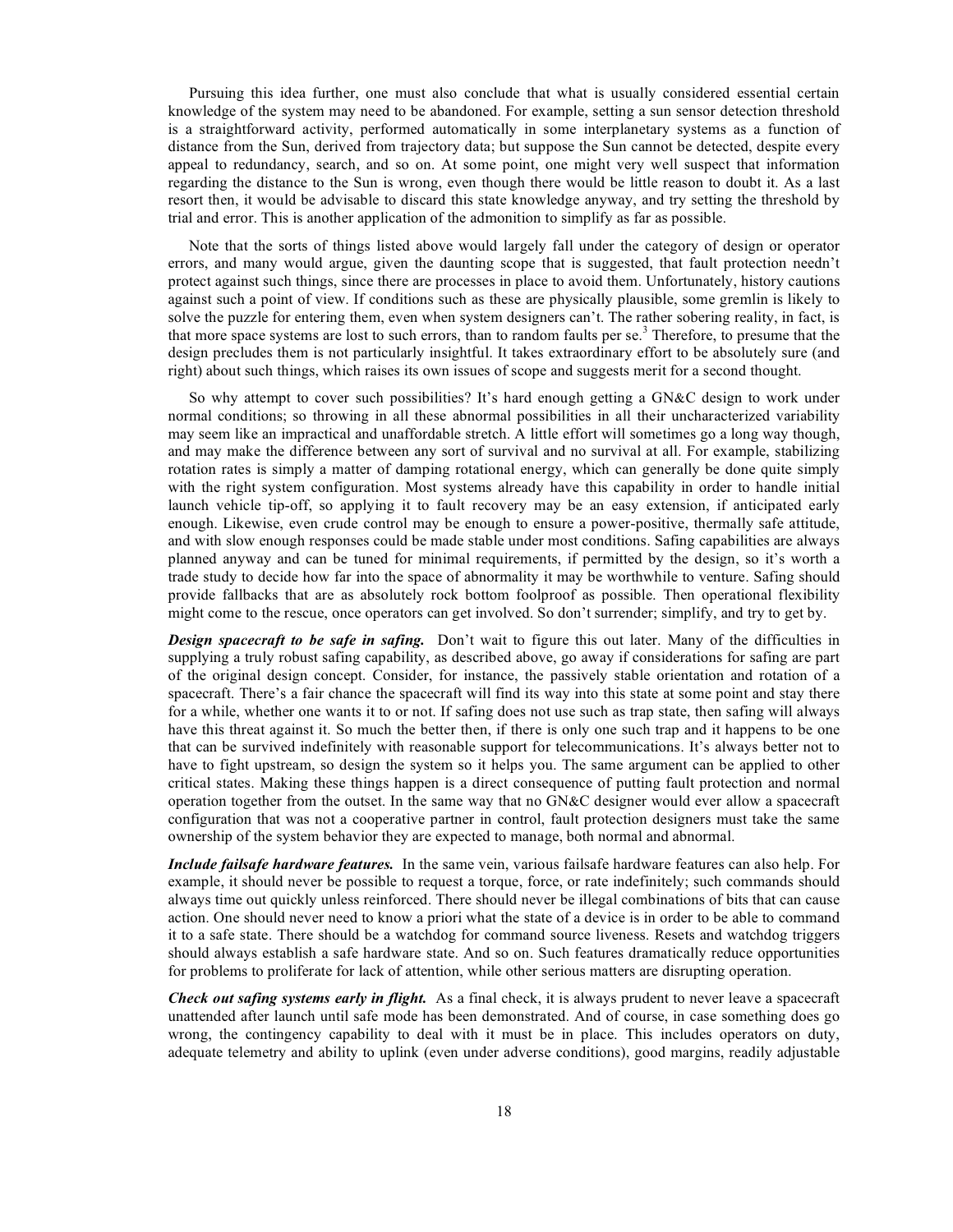Pursuing this idea further, one must also conclude that what is usually considered essential certain knowledge of the system may need to be abandoned. For example, setting a sun sensor detection threshold is a straightforward activity, performed automatically in some interplanetary systems as a function of distance from the Sun, derived from trajectory data; but suppose the Sun cannot be detected, despite every appeal to redundancy, search, and so on. At some point, one might very well suspect that information regarding the distance to the Sun is wrong, even though there would be little reason to doubt it. As a last resort then, it would be advisable to discard this state knowledge anyway, and try setting the threshold by trial and error. This is another application of the admonition to simplify as far as possible.

Note that the sorts of things listed above would largely fall under the category of design or operator errors, and many would argue, given the daunting scope that is suggested, that fault protection needn't protect against such things, since there are processes in place to avoid them. Unfortunately, history cautions against such a point of view. If conditions such as these are physically plausible, some gremlin is likely to solve the puzzle for entering them, even when system designers can't. The rather sobering reality, in fact, is that more space systems are lost to such errors, than to random faults per se.[3] Therefore, to presume that the design precludes them is not particularly insightful. It takes extraordinary effort to be absolutely sure (and right) about such things, which raises its own issues of scope and suggests merit for a second thought.

So why attempt to cover such possibilities? It's hard enough getting a GN&C design to work under normal conditions; so throwing in all these abnormal possibilities in all their uncharacterized variability may seem like an impractical and unaffordable stretch. A little effort will sometimes go a long way though, and may make the difference between any sort of survival and no survival at all. For example, stabilizing rotation rates is simply a matter of damping rotational energy, which can generally be done quite simply with the right system configuration. Most systems already have this capability in order to handle initial launch vehicle tip-off, so applying it to fault recovery may be an easy extension, if anticipated early enough. Likewise, even crude control may be enough to ensure a power-positive, thermally safe attitude, and with slow enough responses could be made stable under most conditions. Safing capabilities are always planned anyway and can be tuned for minimal requirements, if permitted by the design, so it's worth a trade study to decide how far into the space of abnormality it may be worthwhile to venture. Safing should provide fallbacks that are as absolutely rock bottom foolproof as possible. Then operational flexibility might come to the rescue, once operators can get involved. So don't surrender; simplify, and try to get by.

***Design spacecraft to be safe in safing.*** Don't wait to figure this out later. Many of the difficulties in supplying a truly robust safing capability, as described above, go away if considerations for safing are part of the original design concept. Consider, for instance, the passively stable orientation and rotation of a spacecraft. There's a fair chance the spacecraft will find its way into this state at some point and stay there for a while, whether one wants it to or not. If safing does not use such as trap state, then safing will always have this threat against it. So much the better then, if there is only one such trap and it happens to be one that can be survived indefinitely with reasonable support for telecommunications. It's always better not to have to fight upstream, so design the system so it helps you. The same argument can be applied to other critical states. Making these things happen is a direct consequence of putting fault protection and normal operation together from the outset. In the same way that no GN&C designer would ever allow a spacecraft configuration that was not a cooperative partner in control, fault protection designers must take the same ownership of the system behavior they are expected to manage, both normal and abnormal.

***Include failsafe hardware features.*** In the same vein, various failsafe hardware features can also help. For example, it should never be possible to request a torque, force, or rate indefinitely; such commands should always time out quickly unless reinforced. There should never be illegal combinations of bits that can cause action. One should never need to know a priori what the state of a device is in order to be able to command it to a safe state. There should be a watchdog for command source liveness. Resets and watchdog triggers should always establish a safe hardware state. And so on. Such features dramatically reduce opportunities for problems to proliferate for lack of attention, while other serious matters are disrupting operation.

***Check out safing systems early in flight.*** As a final check, it is always prudent to never leave a spacecraft unattended after launch until safe mode has been demonstrated. And of course, in case something does go wrong, the contingency capability to deal with it must be in place. This includes operators on duty, adequate telemetry and ability to uplink (even under adverse conditions), good margins, readily adjustable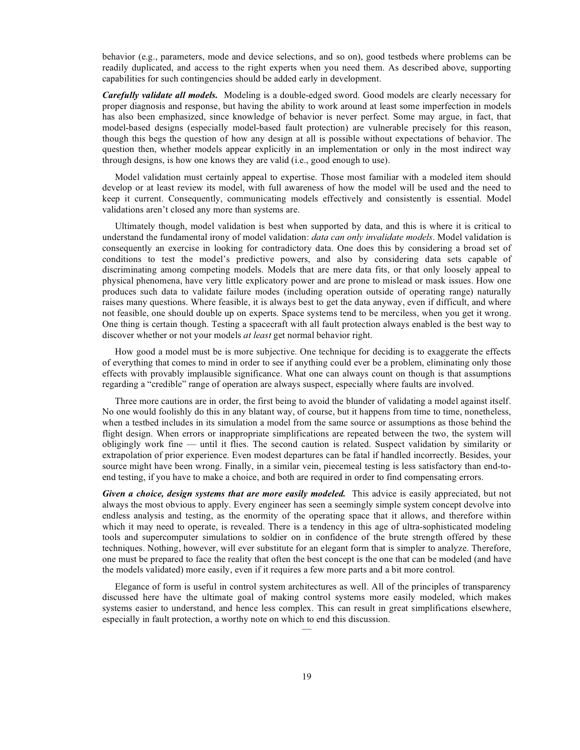behavior (e.g., parameters, mode and device selections, and so on), good testbeds where problems can be readily duplicated, and access to the right experts when you need them. As described above, supporting capabilities for such contingencies should be added early in development.

***Carefully validate all models.*** Modeling is a double-edged sword. Good models are clearly necessary for proper diagnosis and response, but having the ability to work around at least some imperfection in models has also been emphasized, since knowledge of behavior is never perfect. Some may argue, in fact, that model-based designs (especially model-based fault protection) are vulnerable precisely for this reason, though this begs the question of how any design at all is possible without expectations of behavior. The question then, whether models appear explicitly in an implementation or only in the most indirect way through designs, is how one knows they are valid (i.e., good enough to use).

Model validation must certainly appeal to expertise. Those most familiar with a modeled item should develop or at least review its model, with full awareness of how the model will be used and the need to keep it current. Consequently, communicating models effectively and consistently is essential. Model validations aren't closed any more than systems are.

Ultimately though, model validation is best when supported by data, and this is where it is critical to understand the fundamental irony of model validation: *data can only invalidate models*. Model validation is consequently an exercise in looking for contradictory data. One does this by considering a broad set of conditions to test the model's predictive powers, and also by considering data sets capable of discriminating among competing models. Models that are mere data fits, or that only loosely appeal to physical phenomena, have very little explicatory power and are prone to mislead or mask issues. How one produces such data to validate failure modes (including operation outside of operating range) naturally raises many questions. Where feasible, it is always best to get the data anyway, even if difficult, and where not feasible, one should double up on experts. Space systems tend to be merciless, when you get it wrong. One thing is certain though. Testing a spacecraft with all fault protection always enabled is the best way to discover whether or not your models *at least* get normal behavior right.

How good a model must be is more subjective. One technique for deciding is to exaggerate the effects of everything that comes to mind in order to see if anything could ever be a problem, eliminating only those effects with provably implausible significance. What one can always count on though is that assumptions regarding a "credible" range of operation are always suspect, especially where faults are involved.

Three more cautions are in order, the first being to avoid the blunder of validating a model against itself. No one would foolishly do this in any blatant way, of course, but it happens from time to time, nonetheless, when a testbed includes in its simulation a model from the same source or assumptions as those behind the flight design. When errors or inappropriate simplifications are repeated between the two, the system will obligingly work fine — until it flies. The second caution is related. Suspect validation by similarity or extrapolation of prior experience. Even modest departures can be fatal if handled incorrectly. Besides, your source might have been wrong. Finally, in a similar vein, piecemeal testing is less satisfactory than end-to-end testing, if you have to make a choice, and both are required in order to find compensating errors.

***Given a choice, design systems that are more easily modeled.*** This advice is easily appreciated, but not always the most obvious to apply. Every engineer has seen a seemingly simple system concept devolve into endless analysis and testing, as the enormity of the operating space that it allows, and therefore within which it may need to operate, is revealed. There is a tendency in this age of ultra-sophisticated modeling tools and supercomputer simulations to soldier on in confidence of the brute strength offered by these techniques. Nothing, however, will ever substitute for an elegant form that is simpler to analyze. Therefore, one must be prepared to face the reality that often the best concept is the one that can be modeled (and have the models validated) more easily, even if it requires a few more parts and a bit more control.

Elegance of form is useful in control system architectures as well. All of the principles of transparency discussed here have the ultimate goal of making control systems more easily modeled, which makes systems easier to understand, and hence less complex. This can result in great simplifications elsewhere, especially in fault protection, a worthy note on which to end this discussion.

—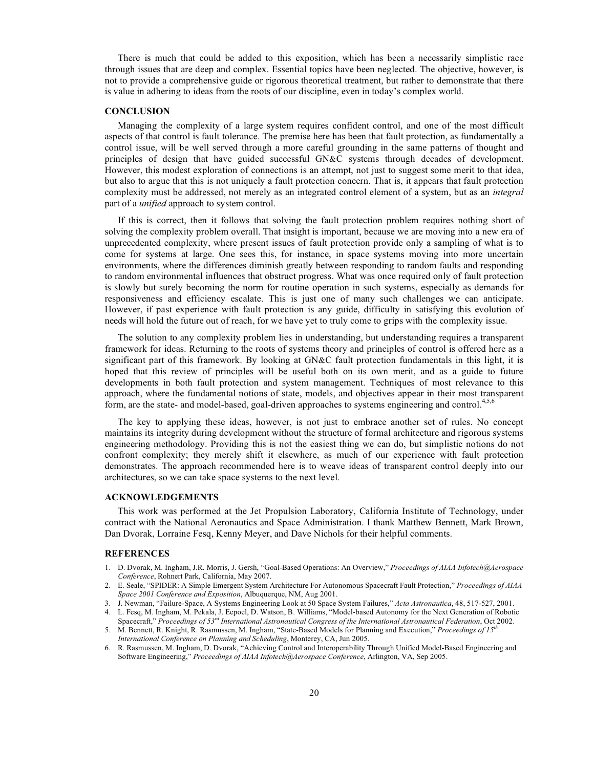There is much that could be added to this exposition, which has been a necessarily simplistic race through issues that are deep and complex. Essential topics have been neglected. The objective, however, is not to provide a comprehensive guide or rigorous theoretical treatment, but rather to demonstrate that there is value in adhering to ideas from the roots of our discipline, even in today's complex world.

## CONCLUSION

Managing the complexity of a large system requires confident control, and one of the most difficult aspects of that control is fault tolerance. The premise here has been that fault protection, as fundamentally a control issue, will be well served through a more careful grounding in the same patterns of thought and principles of design that have guided successful GN&C systems through decades of development. However, this modest exploration of connections is an attempt, not just to suggest some merit to that idea, but also to argue that this is not uniquely a fault protection concern. That is, it appears that fault protection complexity must be addressed, not merely as an integrated control element of a system, but as an *integral* part of a *unified* approach to system control.

If this is correct, then it follows that solving the fault protection problem requires nothing short of solving the complexity problem overall. That insight is important, because we are moving into a new era of unprecedented complexity, where present issues of fault protection provide only a sampling of what is to come for systems at large. One sees this, for instance, in space systems moving into more uncertain environments, where the differences diminish greatly between responding to random faults and responding to random environmental influences that obstruct progress. What was once required only of fault protection is slowly but surely becoming the norm for routine operation in such systems, especially as demands for responsiveness and efficiency escalate. This is just one of many such challenges we can anticipate. However, if past experience with fault protection is any guide, difficulty in satisfying this evolution of needs will hold the future out of reach, for we have yet to truly come to grips with the complexity issue.

The solution to any complexity problem lies in understanding, but understanding requires a transparent framework for ideas. Returning to the roots of systems theory and principles of control is offered here as a significant part of this framework. By looking at GN&C fault protection fundamentals in this light, it is hoped that this review of principles will be useful both on its own merit, and as a guide to future developments in both fault protection and system management. Techniques of most relevance to this approach, where the fundamental notions of state, models, and objectives appear in their most transparent form, are the state- and model-based, goal-driven approaches to systems engineering and control.[4,5,6]

The key to applying these ideas, however, is not just to embrace another set of rules. No concept maintains its integrity during development without the structure of formal architecture and rigorous systems engineering methodology. Providing this is not the easiest thing we can do, but simplistic notions do not confront complexity; they merely shift it elsewhere, as much of our experience with fault protection demonstrates. The approach recommended here is to weave ideas of transparent control deeply into our architectures, so we can take space systems to the next level.

## ACKNOWLEDGEMENTS

This work was performed at the Jet Propulsion Laboratory, California Institute of Technology, under contract with the National Aeronautics and Space Administration. I thank Matthew Bennett, Mark Brown, Dan Dvorak, Lorraine Fesq, Kenny Meyer, and Dave Nichols for their helpful comments.

## REFERENCES

1. D. Dvorak, M. Ingham, J.R. Morris, J. Gersh, "Goal-Based Operations: An Overview," *Proceedings of AIAA Infotech@Aerospace Conference*, Rohnert Park, California, May 2007.
2. E. Seale, "SPIDER: A Simple Emergent System Architecture For Autonomous Spacecraft Fault Protection," *Proceedings of AIAA Space 2001 Conference and Exposition*, Albuquerque, NM, Aug 2001.
3. J. Newman, "Failure-Space, A Systems Engineering Look at 50 Space System Failures," *Acta Astronautica*, 48, 517-527, 2001.
4. L. Fesq, M. Ingham, M. Pekala, J. Eepoel, D. Watson, B. Williams, "Model-based Autonomy for the Next Generation of Robotic Spacecraft," *Proceedings of 53rd International Astronautical Congress of the International Astronautical Federation*, Oct 2002.
5. M. Bennett, R. Knight, R. Rasmussen, M. Ingham, "State-Based Models for Planning and Execution," *Proceedings of 15th International Conference on Planning and Scheduling*, Monterey, CA, Jun 2005.
6. R. Rasmussen, M. Ingham, D. Dvorak, "Achieving Control and Interoperability Through Unified Model-Based Engineering and Software Engineering," *Proceedings of AIAA Infotech@Aerospace Conference*, Arlington, VA, Sep 2005.